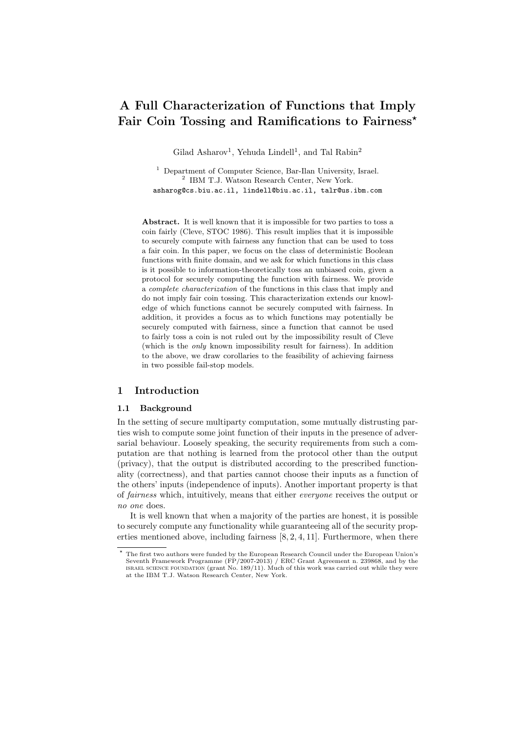# A Full Characterization of Functions that Imply Fair Coin Tossing and Ramifications to Fairness*

Gilad Asharov[1], Yehuda Lindell[1], and Tal Rabin[2]

[1] Department of Computer Science, Bar-Ilan University, Israel.
[2] IBM T.J. Watson Research Center, New York.
asharog@cs.biu.ac.il, lindell@biu.ac.il, talr@us.ibm.com

**Abstract.** It is well known that it is impossible for two parties to toss a coin fairly (Cleve, STOC 1986). This result implies that it is impossible to securely compute with fairness any function that can be used to toss a fair coin. In this paper, we focus on the class of deterministic Boolean functions with finite domain, and we ask for which functions in this class is it possible to information-theoretically toss an unbiased coin, given a protocol for securely computing the function with fairness. We provide a *complete characterization* of the functions in this class that imply and do not imply fair coin tossing. This characterization extends our knowledge of which functions cannot be securely computed with fairness. In addition, it provides a focus as to which functions may potentially be securely computed with fairness, since a function that cannot be used to fairly toss a coin is not ruled out by the impossibility result of Cleve (which is the *only* known impossibility result for fairness). In addition to the above, we draw corollaries to the feasibility of achieving fairness in two possible fail-stop models.

## 1 Introduction

### 1.1 Background

In the setting of secure multiparty computation, some mutually distrusting parties wish to compute some joint function of their inputs in the presence of adversarial behaviour. Loosely speaking, the security requirements from such a computation are that nothing is learned from the protocol other than the output (privacy), that the output is distributed according to the prescribed functionality (correctness), and that parties cannot choose their inputs as a function of the others' inputs (independence of inputs). Another important property is that of *fairness* which, intuitively, means that either *everyone* receives the output or *no one* does.

It is well known that when a majority of the parties are honest, it is possible to securely compute any functionality while guaranteeing all of the security properties mentioned above, including fairness [8, 2, 4, 11]. Furthermore, when there

* The first two authors were funded by the European Research Council under the European Union's Seventh Framework Programme (FP/2007-2013) / ERC Grant Agreement n. 239868, and by the ISRAEL SCIENCE FOUNDATION (grant No. 189/11). Much of this work was carried out while they were at the IBM T.J. Watson Research Center, New York.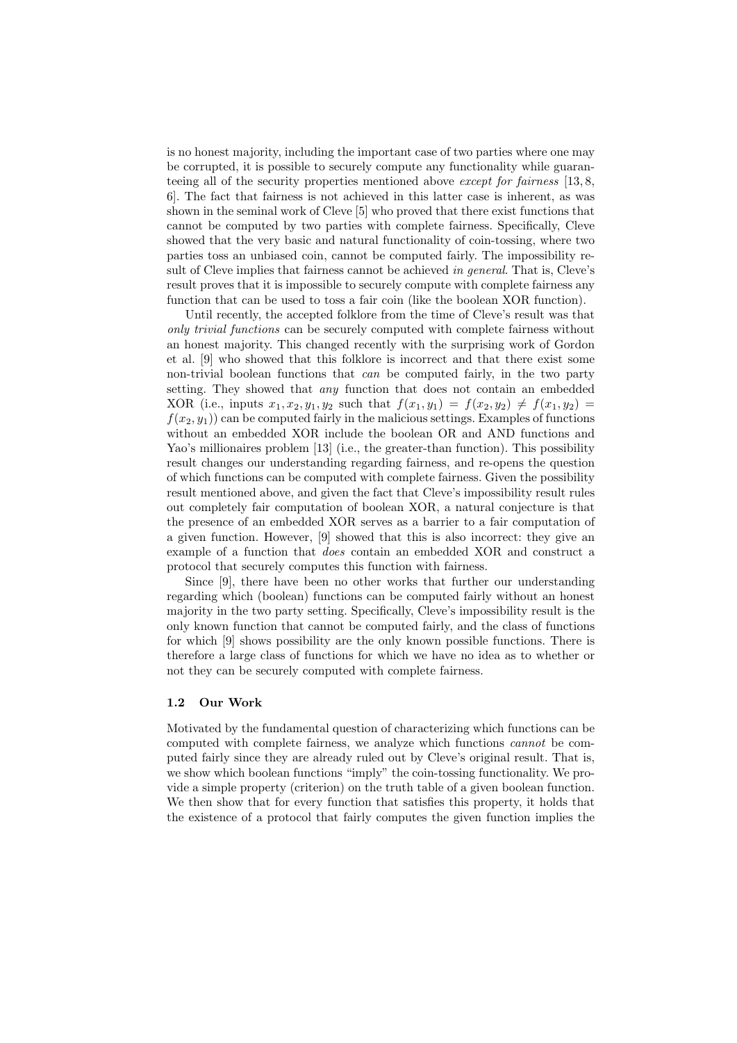is no honest majority, including the important case of two parties where one may be corrupted, it is possible to securely compute any functionality while guaranteeing all of the security properties mentioned above *except for fairness* [13, 8, 6]. The fact that fairness is not achieved in this latter case is inherent, as was shown in the seminal work of Cleve [5] who proved that there exist functions that cannot be computed by two parties with complete fairness. Specifically, Cleve showed that the very basic and natural functionality of coin-tossing, where two parties toss an unbiased coin, cannot be computed fairly. The impossibility result of Cleve implies that fairness cannot be achieved *in general*. That is, Cleve's result proves that it is impossible to securely compute with complete fairness any function that can be used to toss a fair coin (like the boolean XOR function).

Until recently, the accepted folklore from the time of Cleve's result was that *only trivial functions* can be securely computed with complete fairness without an honest majority. This changed recently with the surprising work of Gordon et al. [9] who showed that this folklore is incorrect and that there exist some non-trivial boolean functions that *can* be computed fairly, in the two party setting. They showed that *any* function that does not contain an embedded XOR (i.e., inputs $x_1, x_2, y_1, y_2$ such that $f(x_1, y_1) = f(x_2, y_2) \neq f(x_1, y_2) = f(x_2, y_1)$) can be computed fairly in the malicious settings. Examples of functions without an embedded XOR include the boolean OR and AND functions and Yao's millionaires problem [13] (i.e., the greater-than function). This possibility result changes our understanding regarding fairness, and re-opens the question of which functions can be computed with complete fairness. Given the possibility result mentioned above, and given the fact that Cleve's impossibility result rules out completely fair computation of boolean XOR, a natural conjecture is that the presence of an embedded XOR serves as a barrier to a fair computation of a given function. However, [9] showed that this is also incorrect: they give an example of a function that *does* contain an embedded XOR and construct a protocol that securely computes this function with fairness.

Since [9], there have been no other works that further our understanding regarding which (boolean) functions can be computed fairly without an honest majority in the two party setting. Specifically, Cleve's impossibility result is the only known function that cannot be computed fairly, and the class of functions for which [9] shows possibility are the only known possible functions. There is therefore a large class of functions for which we have no idea as to whether or not they can be securely computed with complete fairness.

### 1.2 Our Work

Motivated by the fundamental question of characterizing which functions can be computed with complete fairness, we analyze which functions *cannot* be computed fairly since they are already ruled out by Cleve's original result. That is, we show which boolean functions "imply" the coin-tossing functionality. We provide a simple property (criterion) on the truth table of a given boolean function. We then show that for every function that satisfies this property, it holds that the existence of a protocol that fairly computes the given function implies the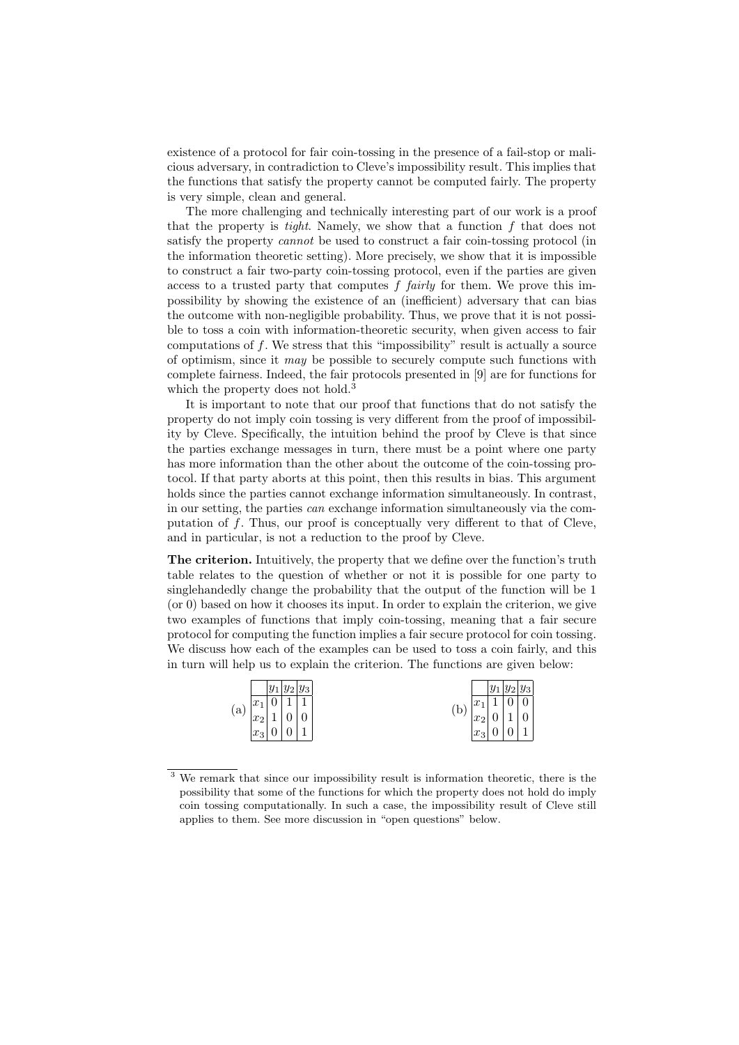existence of a protocol for fair coin-tossing in the presence of a fail-stop or malicious adversary, in contradiction to Cleve's impossibility result. This implies that the functions that satisfy the property cannot be computed fairly. The property is very simple, clean and general.

The more challenging and technically interesting part of our work is a proof that the property is *tight*. Namely, we show that a function $f$ that does not satisfy the property *cannot* be used to construct a fair coin-tossing protocol (in the information theoretic setting). More precisely, we show that it is impossible to construct a fair two-party coin-tossing protocol, even if the parties are given access to a trusted party that computes $f$ *fairly* for them. We prove this impossibility by showing the existence of an (inefficient) adversary that can bias the outcome with non-negligible probability. Thus, we prove that it is not possible to toss a coin with information-theoretic security, when given access to fair computations of $f$. We stress that this "impossibility" result is actually a source of optimism, since it *may* be possible to securely compute such functions with complete fairness. Indeed, the fair protocols presented in [9] are for functions for which the property does not hold.[3]

It is important to note that our proof that functions that do not satisfy the property do not imply coin tossing is very different from the proof of impossibility by Cleve. Specifically, the intuition behind the proof by Cleve is that since the parties exchange messages in turn, there must be a point where one party has more information than the other about the outcome of the coin-tossing protocol. If that party aborts at this point, then this results in bias. This argument holds since the parties cannot exchange information simultaneously. In contrast, in our setting, the parties *can* exchange information simultaneously via the computation of $f$. Thus, our proof is conceptually very different to that of Cleve, and in particular, is not a reduction to the proof by Cleve.

**The criterion.** Intuitively, the property that we define over the function's truth table relates to the question of whether or not it is possible for one party to singlehandedly change the probability that the output of the function will be 1 (or 0) based on how it chooses its input. In order to explain the criterion, we give two examples of functions that imply coin-tossing, meaning that a fair secure protocol for computing the function implies a fair secure protocol for coin tossing. We discuss how each of the examples can be used to toss a coin fairly, and this in turn will help us to explain the criterion. The functions are given below:

(a)

| | $y_1$ | $y_2$ | $y_3$ |
|---|---|---|---|
| $x_1$ | 0 | 1 | 1 |
| $x_2$ | 1 | 0 | 0 |
| $x_3$ | 0 | 0 | 1 |

(b)

| | $y_1$ | $y_2$ | $y_3$ |
|---|---|---|---|
| $x_1$ | 1 | 0 | 0 |
| $x_2$ | 0 | 1 | 0 |
| $x_3$ | 0 | 0 | 1 |

[3] We remark that since our impossibility result is information theoretic, there is the possibility that some of the functions for which the property does not hold do imply coin tossing computationally. In such a case, the impossibility result of Cleve still applies to them. See more discussion in "open questions" below.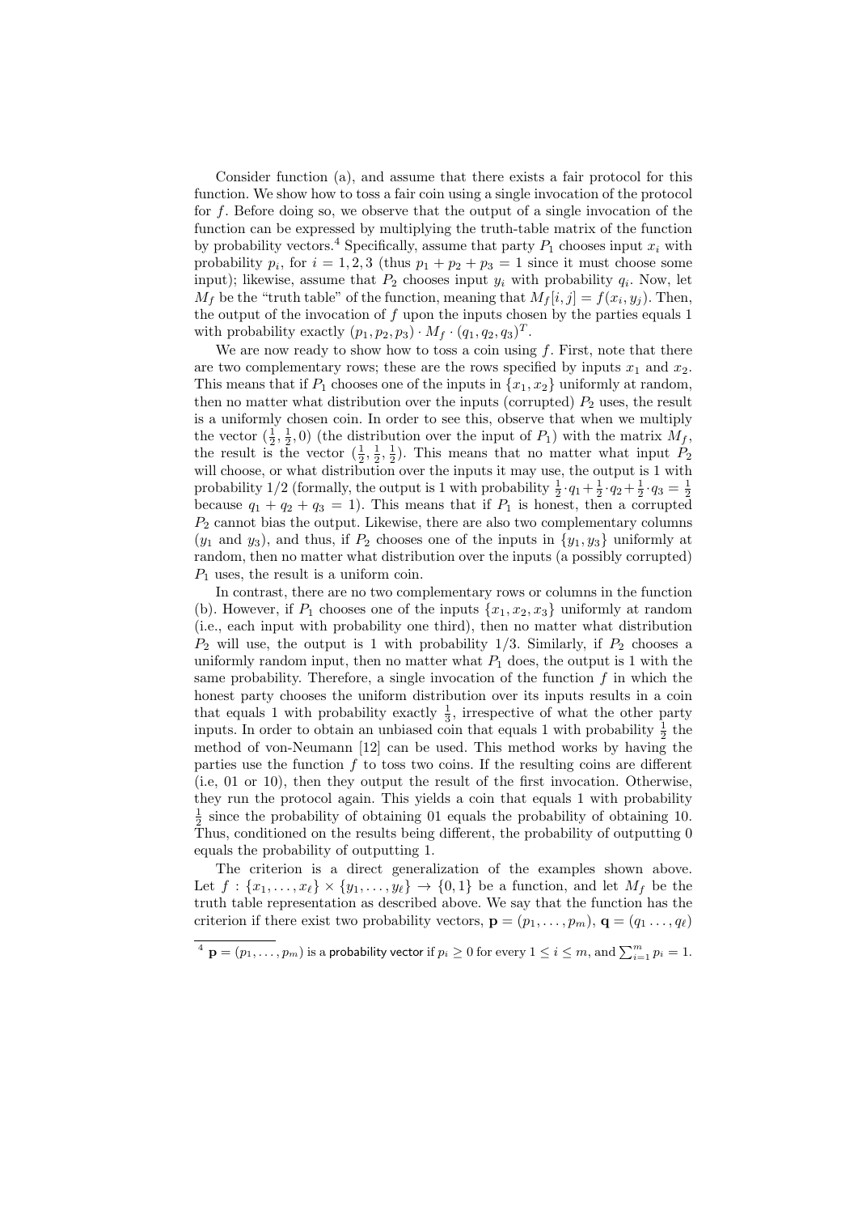Consider function (a), and assume that there exists a fair protocol for this function. We show how to toss a fair coin using a single invocation of the protocol for $f$. Before doing so, we observe that the output of a single invocation of the function can be expressed by multiplying the truth-table matrix of the function by probability vectors.[4] Specifically, assume that party $P_1$ chooses input $x_i$ with probability $p_i$, for $i = 1, 2, 3$ (thus $p_1 + p_2 + p_3 = 1$ since it must choose some input); likewise, assume that $P_2$ chooses input $y_i$ with probability $q_i$. Now, let $M_f$ be the "truth table" of the function, meaning that $M_f[i, j] = f(x_i, y_j)$. Then, the output of the invocation of $f$ upon the inputs chosen by the parties equals 1 with probability exactly $(p_1, p_2, p_3) \cdot M_f \cdot (q_1, q_2, q_3)^T$.

We are now ready to show how to toss a coin using $f$. First, note that there are two complementary rows; these are the rows specified by inputs $x_1$ and $x_2$. This means that if $P_1$ chooses one of the inputs in $\{x_1, x_2\}$ uniformly at random, then no matter what distribution over the inputs (corrupted) $P_2$ uses, the result is a uniformly chosen coin. In order to see this, observe that when we multiply the vector $(\frac{1}{2}, \frac{1}{2}, 0)$ (the distribution over the input of $P_1$) with the matrix $M_f$, the result is the vector $(\frac{1}{2}, \frac{1}{2}, \frac{1}{2})$. This means that no matter what input $P_2$ will choose, or what distribution over the inputs it may use, the output is 1 with probability 1/2 (formally, the output is 1 with probability $\frac{1}{2} \cdot q_1 + \frac{1}{2} \cdot q_2 + \frac{1}{2} \cdot q_3 = \frac{1}{2}$ because $q_1 + q_2 + q_3 = 1$). This means that if $P_1$ is honest, then a corrupted $P_2$ cannot bias the output. Likewise, there are also two complementary columns ($y_1$ and $y_3$), and thus, if $P_2$ chooses one of the inputs in $\{y_1, y_3\}$ uniformly at random, then no matter what distribution over the inputs (a possibly corrupted) $P_1$ uses, the result is a uniform coin.

In contrast, there are no two complementary rows or columns in the function (b). However, if $P_1$ chooses one of the inputs $\{x_1, x_2, x_3\}$ uniformly at random (i.e., each input with probability one third), then no matter what distribution $P_2$ will use, the output is 1 with probability 1/3. Similarly, if $P_2$ chooses a uniformly random input, then no matter what $P_1$ does, the output is 1 with the same probability. Therefore, a single invocation of the function $f$ in which the honest party chooses the uniform distribution over its inputs results in a coin that equals 1 with probability exactly $\frac{1}{3}$, irrespective of what the other party inputs. In order to obtain an unbiased coin that equals 1 with probability $\frac{1}{2}$ the method of von-Neumann [12] can be used. This method works by having the parties use the function $f$ to toss two coins. If the resulting coins are different (i.e, 01 or 10), then they output the result of the first invocation. Otherwise, they run the protocol again. This yields a coin that equals 1 with probability $\frac{1}{2}$ since the probability of obtaining 01 equals the probability of obtaining 10. Thus, conditioned on the results being different, the probability of outputting 0 equals the probability of outputting 1.

The criterion is a direct generalization of the examples shown above. Let $f : \{x_1, \ldots, x_\ell\} \times \{y_1, \ldots, y_\ell\} \to \{0, 1\}$ be a function, and let $M_f$ be the truth table representation as described above. We say that the function has the criterion if there exist two probability vectors, $\mathbf{p} = (p_1, \ldots, p_m)$, $\mathbf{q} = (q_1 \ldots, q_\ell)$

[4] $\mathbf{p} = (p_1, \ldots, p_m)$ is a probability vector if $p_i \geq 0$ for every $1 \leq i \leq m$, and $\sum_{i=1}^{m} p_i = 1$.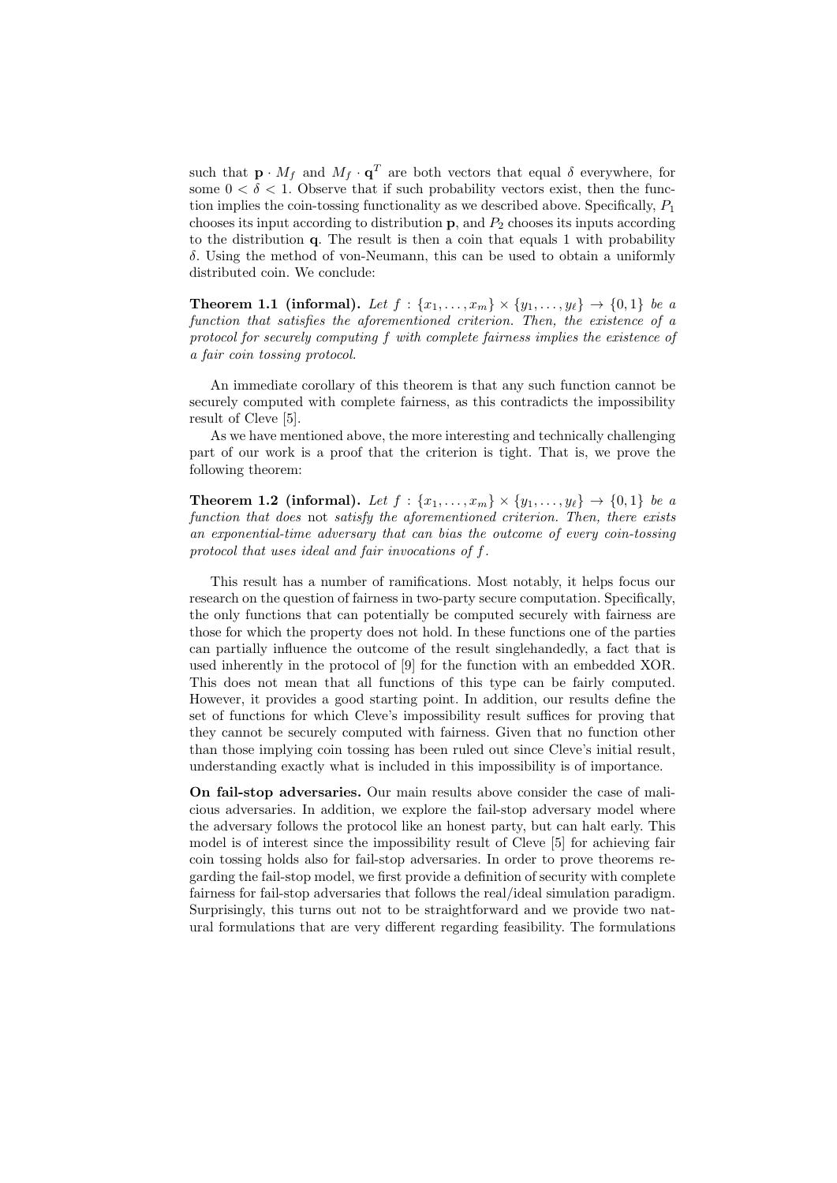such that $\mathbf{p} \cdot M_f$ and $M_f \cdot \mathbf{q}^T$ are both vectors that equal $\delta$ everywhere, for some $0 < \delta < 1$. Observe that if such probability vectors exist, then the function implies the coin-tossing functionality as we described above. Specifically, $P_1$ chooses its input according to distribution $\mathbf{p}$, and $P_2$ chooses its inputs according to the distribution $\mathbf{q}$. The result is then a coin that equals 1 with probability $\delta$. Using the method of von-Neumann, this can be used to obtain a uniformly distributed coin. We conclude:

**Theorem 1.1 (informal).** *Let $f : \{x_1, \ldots, x_m\} \times \{y_1, \ldots, y_\ell\} \to \{0, 1\}$ be a function that satisfies the aforementioned criterion. Then, the existence of a protocol for securely computing $f$ with complete fairness implies the existence of a fair coin tossing protocol.*

An immediate corollary of this theorem is that any such function cannot be securely computed with complete fairness, as this contradicts the impossibility result of Cleve [5].

As we have mentioned above, the more interesting and technically challenging part of our work is a proof that the criterion is tight. That is, we prove the following theorem:

**Theorem 1.2 (informal).** *Let $f : \{x_1, \ldots, x_m\} \times \{y_1, \ldots, y_\ell\} \to \{0, 1\}$ be a function that does* not *satisfy the aforementioned criterion. Then, there exists an exponential-time adversary that can bias the outcome of every coin-tossing protocol that uses ideal and fair invocations of $f$.*

This result has a number of ramifications. Most notably, it helps focus our research on the question of fairness in two-party secure computation. Specifically, the only functions that can potentially be computed securely with fairness are those for which the property does not hold. In these functions one of the parties can partially influence the outcome of the result singlehandedly, a fact that is used inherently in the protocol of [9] for the function with an embedded XOR. This does not mean that all functions of this type can be fairly computed. However, it provides a good starting point. In addition, our results define the set of functions for which Cleve's impossibility result suffices for proving that they cannot be securely computed with fairness. Given that no function other than those implying coin tossing has been ruled out since Cleve's initial result, understanding exactly what is included in this impossibility is of importance.

**On fail-stop adversaries.** Our main results above consider the case of malicious adversaries. In addition, we explore the fail-stop adversary model where the adversary follows the protocol like an honest party, but can halt early. This model is of interest since the impossibility result of Cleve [5] for achieving fair coin tossing holds also for fail-stop adversaries. In order to prove theorems regarding the fail-stop model, we first provide a definition of security with complete fairness for fail-stop adversaries that follows the real/ideal simulation paradigm. Surprisingly, this turns out not to be straightforward and we provide two natural formulations that are very different regarding feasibility. The formulations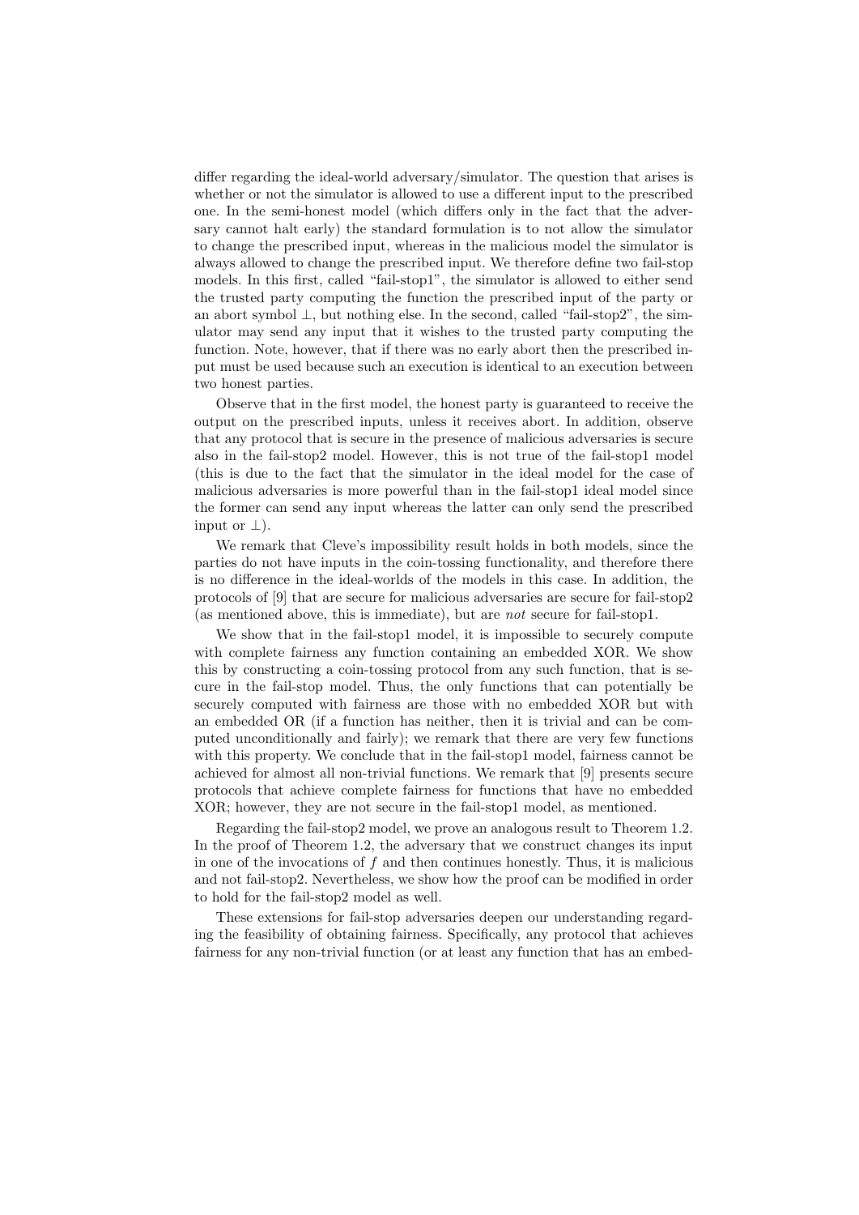differ regarding the ideal-world adversary/simulator. The question that arises is whether or not the simulator is allowed to use a different input to the prescribed one. In the semi-honest model (which differs only in the fact that the adversary cannot halt early) the standard formulation is to not allow the simulator to change the prescribed input, whereas in the malicious model the simulator is always allowed to change the prescribed input. We therefore define two fail-stop models. In this first, called "fail-stop1", the simulator is allowed to either send the trusted party computing the function the prescribed input of the party or an abort symbol $\perp$, but nothing else. In the second, called "fail-stop2", the simulator may send any input that it wishes to the trusted party computing the function. Note, however, that if there was no early abort then the prescribed input must be used because such an execution is identical to an execution between two honest parties.

Observe that in the first model, the honest party is guaranteed to receive the output on the prescribed inputs, unless it receives abort. In addition, observe that any protocol that is secure in the presence of malicious adversaries is secure also in the fail-stop2 model. However, this is not true of the fail-stop1 model (this is due to the fact that the simulator in the ideal model for the case of malicious adversaries is more powerful than in the fail-stop1 ideal model since the former can send any input whereas the latter can only send the prescribed input or $\perp$).

We remark that Cleve's impossibility result holds in both models, since the parties do not have inputs in the coin-tossing functionality, and therefore there is no difference in the ideal-worlds of the models in this case. In addition, the protocols of [9] that are secure for malicious adversaries are secure for fail-stop2 (as mentioned above, this is immediate), but are *not* secure for fail-stop1.

We show that in the fail-stop1 model, it is impossible to securely compute with complete fairness any function containing an embedded XOR. We show this by constructing a coin-tossing protocol from any such function, that is secure in the fail-stop model. Thus, the only functions that can potentially be securely computed with fairness are those with no embedded XOR but with an embedded OR (if a function has neither, then it is trivial and can be computed unconditionally and fairly); we remark that there are very few functions with this property. We conclude that in the fail-stop1 model, fairness cannot be achieved for almost all non-trivial functions. We remark that [9] presents secure protocols that achieve complete fairness for functions that have no embedded XOR; however, they are not secure in the fail-stop1 model, as mentioned.

Regarding the fail-stop2 model, we prove an analogous result to Theorem 1.2. In the proof of Theorem 1.2, the adversary that we construct changes its input in one of the invocations of $f$ and then continues honestly. Thus, it is malicious and not fail-stop2. Nevertheless, we show how the proof can be modified in order to hold for the fail-stop2 model as well.

These extensions for fail-stop adversaries deepen our understanding regarding the feasibility of obtaining fairness. Specifically, any protocol that achieves fairness for any non-trivial function (or at least any function that has an embed-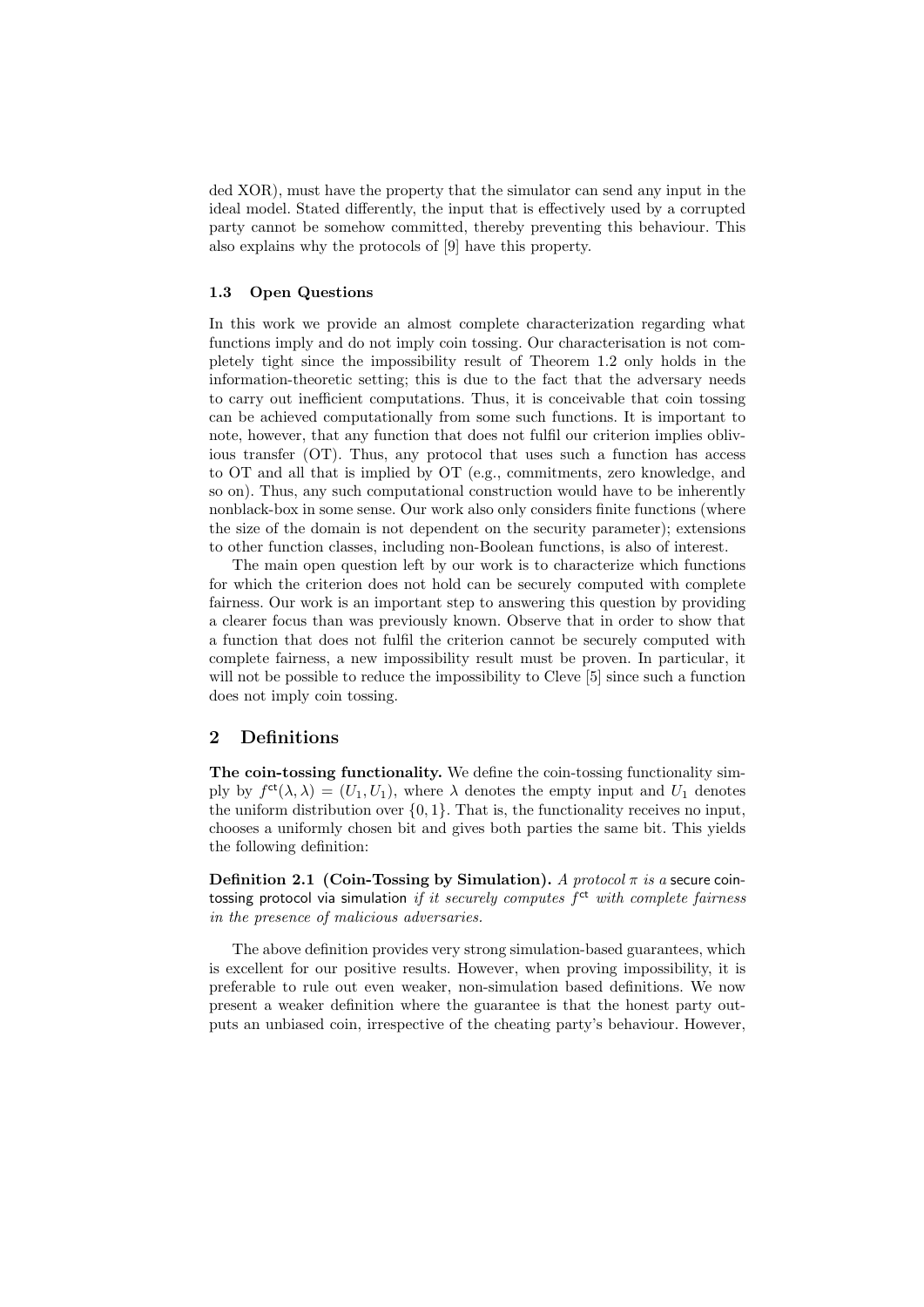ded XOR), must have the property that the simulator can send any input in the ideal model. Stated differently, the input that is effectively used by a corrupted party cannot be somehow committed, thereby preventing this behaviour. This also explains why the protocols of [9] have this property.

### 1.3 Open Questions

In this work we provide an almost complete characterization regarding what functions imply and do not imply coin tossing. Our characterisation is not completely tight since the impossibility result of Theorem 1.2 only holds in the information-theoretic setting; this is due to the fact that the adversary needs to carry out inefficient computations. Thus, it is conceivable that coin tossing can be achieved computationally from some such functions. It is important to note, however, that any function that does not fulfil our criterion implies oblivious transfer (OT). Thus, any protocol that uses such a function has access to OT and all that is implied by OT (e.g., commitments, zero knowledge, and so on). Thus, any such computational construction would have to be inherently nonblack-box in some sense. Our work also only considers finite functions (where the size of the domain is not dependent on the security parameter); extensions to other function classes, including non-Boolean functions, is also of interest.

The main open question left by our work is to characterize which functions for which the criterion does not hold can be securely computed with complete fairness. Our work is an important step to answering this question by providing a clearer focus than was previously known. Observe that in order to show that a function that does not fulfil the criterion cannot be securely computed with complete fairness, a new impossibility result must be proven. In particular, it will not be possible to reduce the impossibility to Cleve [5] since such a function does not imply coin tossing.

## 2 Definitions

**The coin-tossing functionality.** We define the coin-tossing functionality simply by $f^{\mathsf{ct}}(\lambda, \lambda) = (U_1, U_1)$, where $\lambda$ denotes the empty input and $U_1$ denotes the uniform distribution over $\{0, 1\}$. That is, the functionality receives no input, chooses a uniformly chosen bit and gives both parties the same bit. This yields the following definition:

**Definition 2.1 (Coin-Tossing by Simulation).** *A protocol $\pi$ is a* secure coin-tossing protocol via simulation *if it securely computes $f^{\mathsf{ct}}$ with complete fairness in the presence of malicious adversaries.*

The above definition provides very strong simulation-based guarantees, which is excellent for our positive results. However, when proving impossibility, it is preferable to rule out even weaker, non-simulation based definitions. We now present a weaker definition where the guarantee is that the honest party outputs an unbiased coin, irrespective of the cheating party's behaviour. However,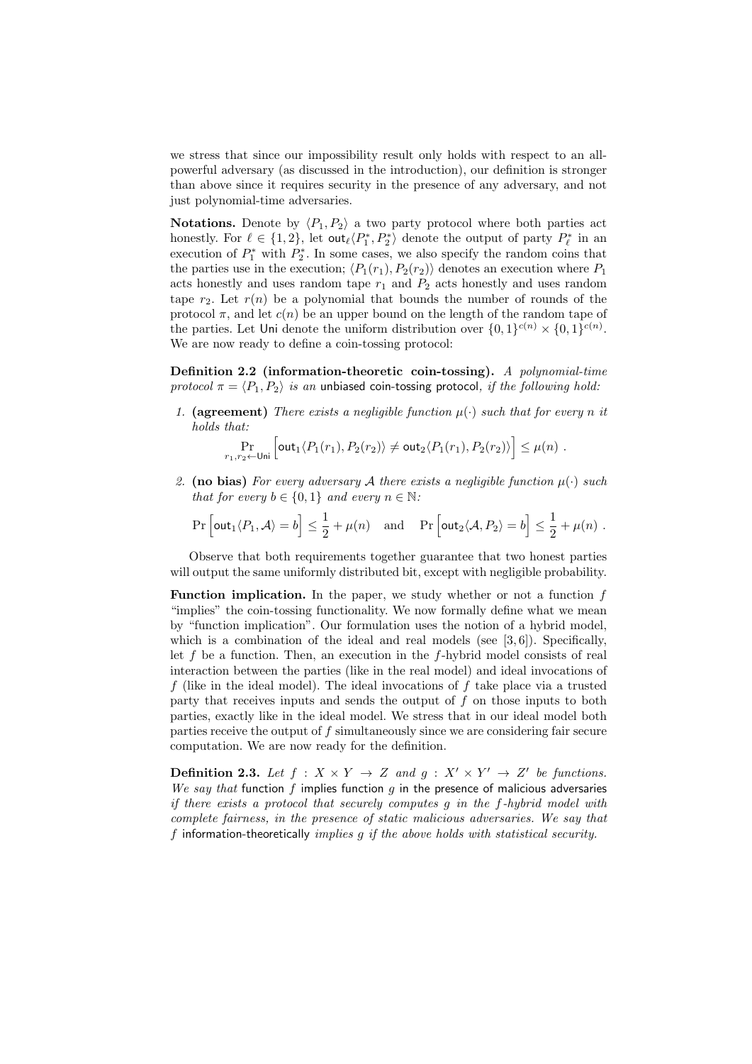we stress that since our impossibility result only holds with respect to an all-powerful adversary (as discussed in the introduction), our definition is stronger than above since it requires security in the presence of any adversary, and not just polynomial-time adversaries.

**Notations.** Denote by $\langle P_1, P_2 \rangle$ a two party protocol where both parties act honestly. For $\ell \in \{1,2\}$, let $\mathsf{out}_\ell\langle P_1^*, P_2^* \rangle$ denote the output of party $P_\ell^*$ in an execution of $P_1^*$ with $P_2^*$. In some cases, we also specify the random coins that the parties use in the execution; $\langle P_1(r_1), P_2(r_2) \rangle$ denotes an execution where $P_1$ acts honestly and uses random tape $r_1$ and $P_2$ acts honestly and uses random tape $r_2$. Let $r(n)$ be a polynomial that bounds the number of rounds of the protocol $\pi$, and let $c(n)$ be an upper bound on the length of the random tape of the parties. Let $\mathsf{Uni}$ denote the uniform distribution over $\{0,1\}^{c(n)} \times \{0,1\}^{c(n)}$. We are now ready to define a coin-tossing protocol:

**Definition 2.2 (information-theoretic coin-tossing).** *A polynomial-time protocol $\pi = \langle P_1, P_2 \rangle$ is an* unbiased coin-tossing protocol*, if the following hold:*

1. **(agreement)** *There exists a negligible function $\mu(\cdot)$ such that for every $n$ it holds that:*

$$\Pr_{r_1,r_2 \leftarrow \mathsf{Uni}}\Big[\mathsf{out}_1\langle P_1(r_1), P_2(r_2)\rangle \neq \mathsf{out}_2\langle P_1(r_1), P_2(r_2)\rangle\Big] \leq \mu(n) \ .$$

2. **(no bias)** *For every adversary $\mathcal{A}$ there exists a negligible function $\mu(\cdot)$ such that for every $b \in \{0,1\}$ and every $n \in \mathbb{N}$:*

$$\Pr\Big[\mathsf{out}_1\langle P_1, \mathcal{A}\rangle = b\Big] \leq \frac{1}{2} + \mu(n) \quad \text{and} \quad \Pr\Big[\mathsf{out}_2\langle \mathcal{A}, P_2\rangle = b\Big] \leq \frac{1}{2} + \mu(n) \ .$$

Observe that both requirements together guarantee that two honest parties will output the same uniformly distributed bit, except with negligible probability.

**Function implication.** In the paper, we study whether or not a function $f$ "implies" the coin-tossing functionality. We now formally define what we mean by "function implication". Our formulation uses the notion of a hybrid model, which is a combination of the ideal and real models (see [3, 6]). Specifically, let $f$ be a function. Then, an execution in the $f$-hybrid model consists of real interaction between the parties (like in the real model) and ideal invocations of $f$ (like in the ideal model). The ideal invocations of $f$ take place via a trusted party that receives inputs and sends the output of $f$ on those inputs to both parties, exactly like in the ideal model. We stress that in our ideal model both parties receive the output of $f$ simultaneously since we are considering fair secure computation. We are now ready for the definition.

**Definition 2.3.** *Let $f : X \times Y \to Z$ and $g : X' \times Y' \to Z'$ be functions. We say that* function $f$ implies function $g$ in the presence of malicious adversaries *if there exists a protocol that securely computes $g$ in the $f$-hybrid model with complete fairness, in the presence of static malicious adversaries. We say that $f$* information-theoretically *implies $g$ if the above holds with statistical security.*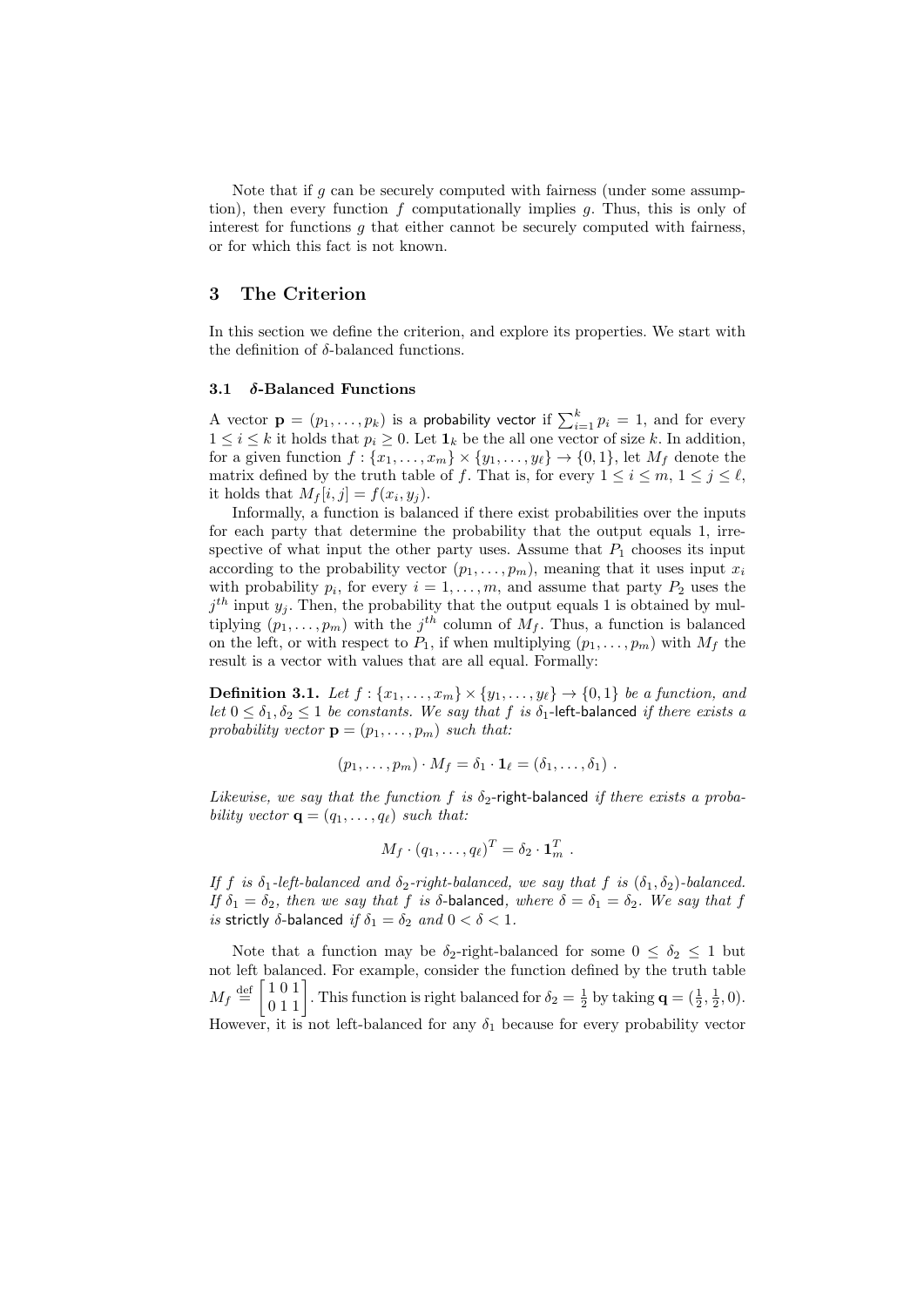Note that if $g$ can be securely computed with fairness (under some assumption), then every function $f$ computationally implies $g$. Thus, this is only of interest for functions $g$ that either cannot be securely computed with fairness, or for which this fact is not known.

## 3 The Criterion

In this section we define the criterion, and explore its properties. We start with the definition of $\delta$-balanced functions.

### 3.1 $\delta$-Balanced Functions

A vector $\mathbf{p} = (p_1, \ldots, p_k)$ is a probability vector if $\sum_{i=1}^{k} p_i = 1$, and for every $1 \leq i \leq k$ it holds that $p_i \geq 0$. Let $\mathbf{1}_k$ be the all one vector of size $k$. In addition, for a given function $f : \{x_1, \ldots, x_m\} \times \{y_1, \ldots, y_\ell\} \to \{0, 1\}$, let $M_f$ denote the matrix defined by the truth table of $f$. That is, for every $1 \leq i \leq m$, $1 \leq j \leq \ell$, it holds that $M_f[i, j] = f(x_i, y_j)$.

Informally, a function is balanced if there exist probabilities over the inputs for each party that determine the probability that the output equals 1, irrespective of what input the other party uses. Assume that $P_1$ chooses its input according to the probability vector $(p_1, \ldots, p_m)$, meaning that it uses input $x_i$ with probability $p_i$, for every $i = 1, \ldots, m$, and assume that party $P_2$ uses the $j^{th}$ input $y_j$. Then, the probability that the output equals 1 is obtained by multiplying $(p_1, \ldots, p_m)$ with the $j^{th}$ column of $M_f$. Thus, a function is balanced on the left, or with respect to $P_1$, if when multiplying $(p_1, \ldots, p_m)$ with $M_f$ the result is a vector with values that are all equal. Formally:

**Definition 3.1.** *Let $f : \{x_1, \ldots, x_m\} \times \{y_1, \ldots, y_\ell\} \to \{0, 1\}$ be a function, and let $0 \leq \delta_1, \delta_2 \leq 1$ be constants. We say that $f$ is $\delta_1$-left-balanced if there exists a probability vector $\mathbf{p} = (p_1, \ldots, p_m)$ such that:*

$$(p_1, \ldots, p_m) \cdot M_f = \delta_1 \cdot \mathbf{1}_\ell = (\delta_1, \ldots, \delta_1) \ .$$

*Likewise, we say that the function $f$ is $\delta_2$-right-balanced if there exists a probability vector $\mathbf{q} = (q_1, \ldots, q_\ell)$ such that:*

$$M_f \cdot (q_1, \ldots, q_\ell)^T = \delta_2 \cdot \mathbf{1}_m^T \ .$$

*If $f$ is $\delta_1$-left-balanced and $\delta_2$-right-balanced, we say that $f$ is $(\delta_1, \delta_2)$-balanced. If $\delta_1 = \delta_2$, then we say that $f$ is $\delta$-balanced, where $\delta = \delta_1 = \delta_2$. We say that $f$ is strictly $\delta$-balanced if $\delta_1 = \delta_2$ and $0 < \delta < 1$.*

Note that a function may be $\delta_2$-right-balanced for some $0 \leq \delta_2 \leq 1$ but not left balanced. For example, consider the function defined by the truth table $M_f \stackrel{\text{def}}{=} \begin{bmatrix} 1 & 0 & 1 \\ 0 & 1 & 1 \end{bmatrix}$. This function is right balanced for $\delta_2 = \frac{1}{2}$ by taking $\mathbf{q} = (\frac{1}{2}, \frac{1}{2}, 0)$. However, it is not left-balanced for any $\delta_1$ because for every probability vector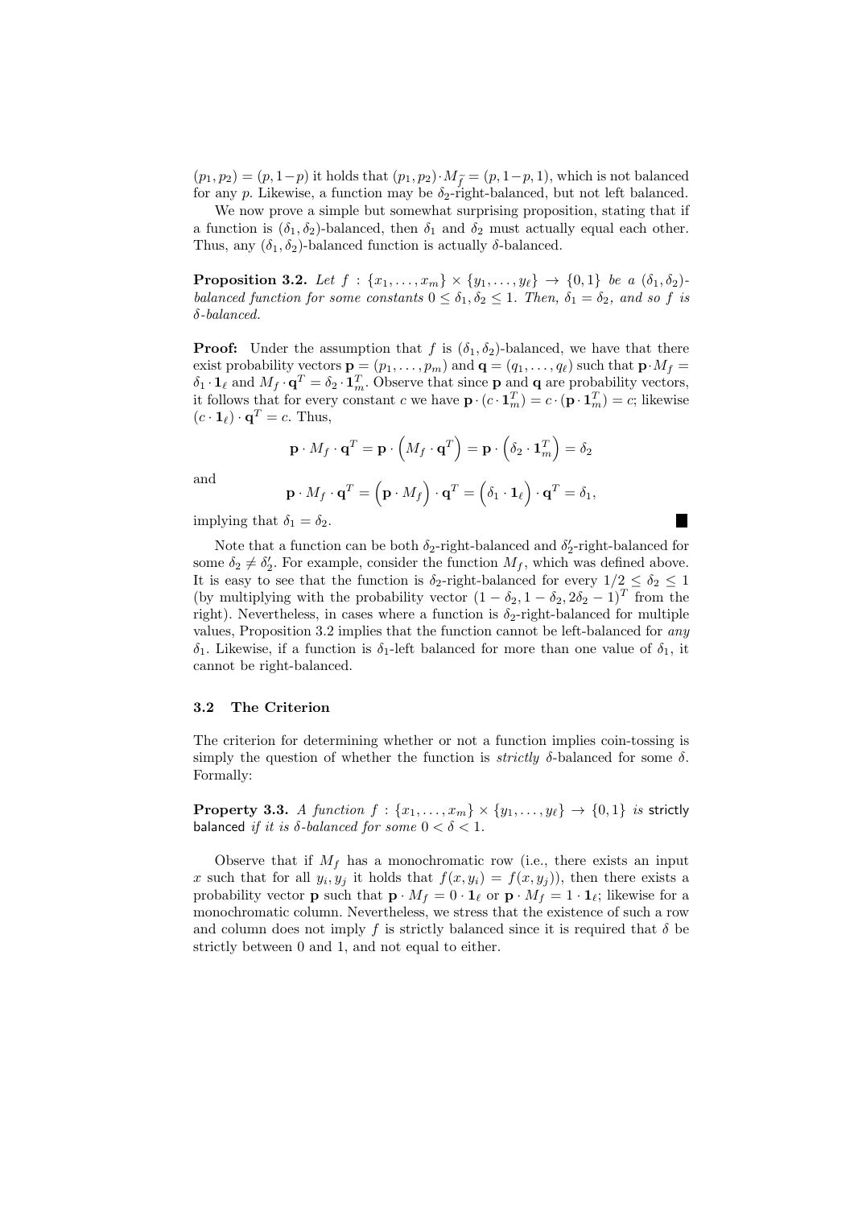$(p_1, p_2) = (p, 1-p)$ it holds that $(p_1, p_2) \cdot M_{\widetilde{f}} = (p, 1-p, 1)$, which is not balanced for any $p$. Likewise, a function may be $\delta_2$-right-balanced, but not left balanced.

We now prove a simple but somewhat surprising proposition, stating that if a function is $(\delta_1, \delta_2)$-balanced, then $\delta_1$ and $\delta_2$ must actually equal each other. Thus, any $(\delta_1, \delta_2)$-balanced function is actually $\delta$-balanced.

**Proposition 3.2.** *Let $f : \{x_1, \ldots, x_m\} \times \{y_1, \ldots, y_\ell\} \to \{0, 1\}$ be a $(\delta_1, \delta_2)$-balanced function for some constants $0 \leq \delta_1, \delta_2 \leq 1$. Then, $\delta_1 = \delta_2$, and so $f$ is $\delta$-balanced.*

**Proof:** Under the assumption that $f$ is $(\delta_1, \delta_2)$-balanced, we have that there exist probability vectors $\mathbf{p} = (p_1, \ldots, p_m)$ and $\mathbf{q} = (q_1, \ldots, q_\ell)$ such that $\mathbf{p} \cdot M_f = \delta_1 \cdot \mathbf{1}_\ell$ and $M_f \cdot \mathbf{q}^T = \delta_2 \cdot \mathbf{1}_m^T$. Observe that since $\mathbf{p}$ and $\mathbf{q}$ are probability vectors, it follows that for every constant $c$ we have $\mathbf{p} \cdot (c \cdot \mathbf{1}_m^T) = c \cdot (\mathbf{p} \cdot \mathbf{1}_m^T) = c$; likewise $(c \cdot \mathbf{1}_\ell) \cdot \mathbf{q}^T = c$. Thus,

$$\mathbf{p} \cdot M_f \cdot \mathbf{q}^T = \mathbf{p} \cdot \left(M_f \cdot \mathbf{q}^T\right) = \mathbf{p} \cdot \left(\delta_2 \cdot \mathbf{1}_m^T\right) = \delta_2$$

and

$$\mathbf{p} \cdot M_f \cdot \mathbf{q}^T = \left(\mathbf{p} \cdot M_f\right) \cdot \mathbf{q}^T = \left(\delta_1 \cdot \mathbf{1}_\ell\right) \cdot \mathbf{q}^T = \delta_1,$$

implying that $\delta_1 = \delta_2$. ∎

Note that a function can be both $\delta_2$-right-balanced and $\delta_2'$-right-balanced for some $\delta_2 \neq \delta_2'$. For example, consider the function $M_f$, which was defined above. It is easy to see that the function is $\delta_2$-right-balanced for every $1/2 \leq \delta_2 \leq 1$ (by multiplying with the probability vector $(1-\delta_2, 1-\delta_2, 2\delta_2 - 1)^T$ from the right). Nevertheless, in cases where a function is $\delta_2$-right-balanced for multiple values, Proposition 3.2 implies that the function cannot be left-balanced for *any* $\delta_1$. Likewise, if a function is $\delta_1$-left balanced for more than one value of $\delta_1$, it cannot be right-balanced.

### 3.2 The Criterion

The criterion for determining whether or not a function implies coin-tossing is simply the question of whether the function is *strictly* $\delta$-balanced for some $\delta$. Formally:

**Property 3.3.** *A function $f : \{x_1, \ldots, x_m\} \times \{y_1, \ldots, y_\ell\} \to \{0, 1\}$ is* strictly balanced *if it is $\delta$-balanced for some $0 < \delta < 1$.*

Observe that if $M_f$ has a monochromatic row (i.e., there exists an input $x$ such that for all $y_i, y_j$ it holds that $f(x, y_i) = f(x, y_j)$), then there exists a probability vector $\mathbf{p}$ such that $\mathbf{p} \cdot M_f = 0 \cdot \mathbf{1}_\ell$ or $\mathbf{p} \cdot M_f = 1 \cdot \mathbf{1}_\ell$; likewise for a monochromatic column. Nevertheless, we stress that the existence of such a row and column does not imply $f$ is strictly balanced since it is required that $\delta$ be strictly between 0 and 1, and not equal to either.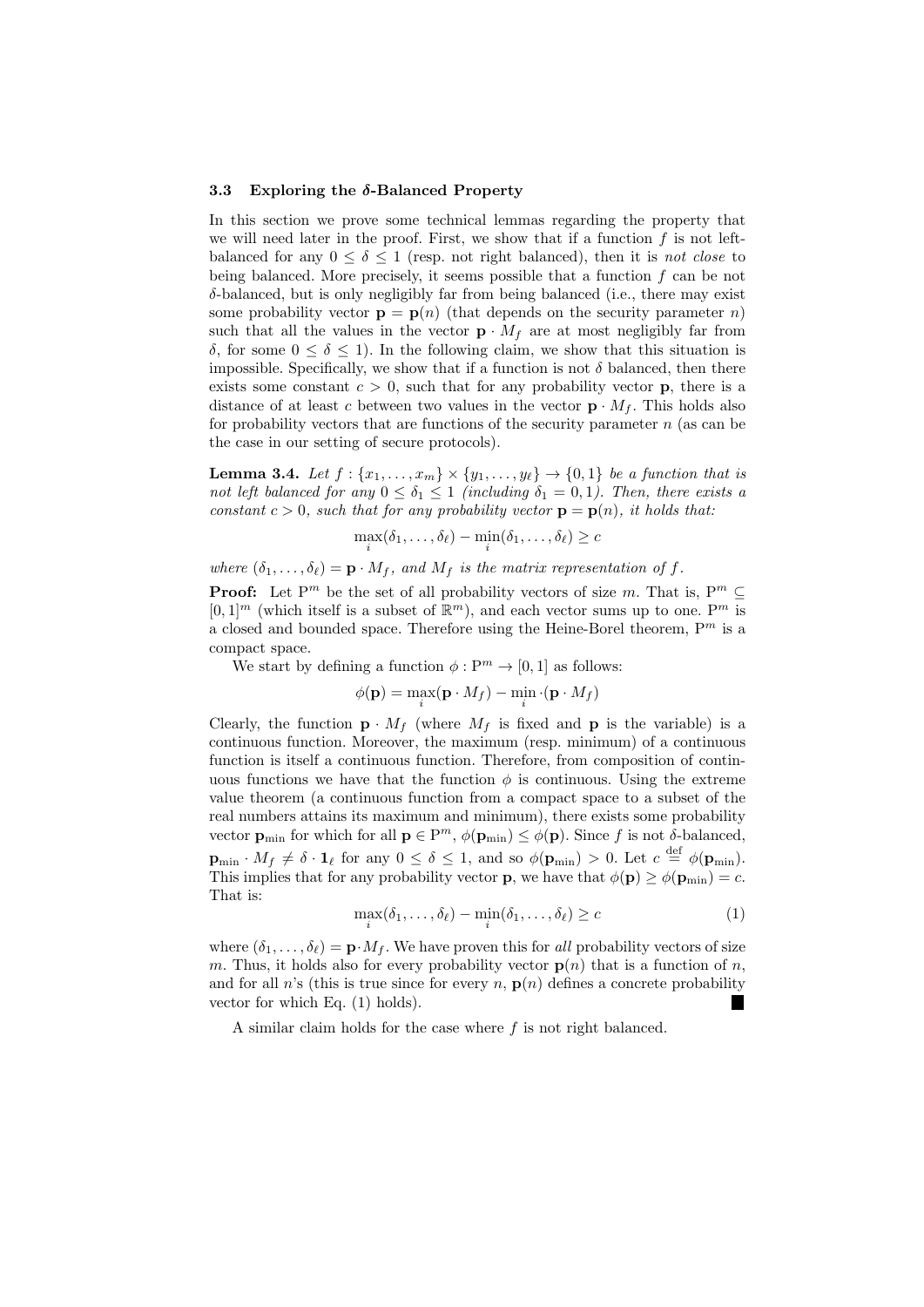### 3.3 Exploring the $\delta$-Balanced Property

In this section we prove some technical lemmas regarding the property that we will need later in the proof. First, we show that if a function $f$ is not left-balanced for any $0 \leq \delta \leq 1$ (resp. not right balanced), then it is *not close* to being balanced. More precisely, it seems possible that a function $f$ can be not $\delta$-balanced, but is only negligibly far from being balanced (i.e., there may exist some probability vector $\mathbf{p} = \mathbf{p}(n)$ (that depends on the security parameter $n$) such that all the values in the vector $\mathbf{p} \cdot M_f$ are at most negligibly far from $\delta$, for some $0 \leq \delta \leq 1$). In the following claim, we show that this situation is impossible. Specifically, we show that if a function is not $\delta$ balanced, then there exists some constant $c > 0$, such that for any probability vector $\mathbf{p}$, there is a distance of at least $c$ between two values in the vector $\mathbf{p} \cdot M_f$. This holds also for probability vectors that are functions of the security parameter $n$ (as can be the case in our setting of secure protocols).

**Lemma 3.4.** *Let $f : \{x_1, \ldots, x_m\} \times \{y_1, \ldots, y_\ell\} \to \{0, 1\}$ be a function that is not left balanced for any $0 \leq \delta_1 \leq 1$ (including $\delta_1 = 0, 1$). Then, there exists a constant $c > 0$, such that for any probability vector $\mathbf{p} = \mathbf{p}(n)$, it holds that:*

$$\max_i(\delta_1, \ldots, \delta_\ell) - \min_i(\delta_1, \ldots, \delta_\ell) \geq c$$

*where $(\delta_1, \ldots, \delta_\ell) = \mathbf{p} \cdot M_f$, and $M_f$ is the matrix representation of $f$.*

**Proof:** Let $\mathrm{P}^m$ be the set of all probability vectors of size $m$. That is, $\mathrm{P}^m \subseteq [0, 1]^m$ (which itself is a subset of $\mathbb{R}^m$), and each vector sums up to one. $\mathrm{P}^m$ is a closed and bounded space. Therefore using the Heine-Borel theorem, $\mathrm{P}^m$ is a compact space.

We start by defining a function $\phi : \mathrm{P}^m \to [0, 1]$ as follows:

$$\phi(\mathbf{p}) = \max_i(\mathbf{p} \cdot M_f) - \min_i \cdot (\mathbf{p} \cdot M_f)$$

Clearly, the function $\mathbf{p} \cdot M_f$ (where $M_f$ is fixed and $\mathbf{p}$ is the variable) is a continuous function. Moreover, the maximum (resp. minimum) of a continuous function is itself a continuous function. Therefore, from composition of continuous functions we have that the function $\phi$ is continuous. Using the extreme value theorem (a continuous function from a compact space to a subset of the real numbers attains its maximum and minimum), there exists some probability vector $\mathbf{p}_{\min}$ for which for all $\mathbf{p} \in \mathrm{P}^m$, $\phi(\mathbf{p}_{\min}) \leq \phi(\mathbf{p})$. Since $f$ is not $\delta$-balanced, $\mathbf{p}_{\min} \cdot M_f \neq \delta \cdot \mathbf{1}_\ell$ for any $0 \leq \delta \leq 1$, and so $\phi(\mathbf{p}_{\min}) > 0$. Let $c \stackrel{\text{def}}{=} \phi(\mathbf{p}_{\min})$. This implies that for any probability vector $\mathbf{p}$, we have that $\phi(\mathbf{p}) \geq \phi(\mathbf{p}_{\min}) = c$. That is:

$$\max_i(\delta_1, \ldots, \delta_\ell) - \min_i(\delta_1, \ldots, \delta_\ell) \geq c \tag{1}$$

where $(\delta_1, \ldots, \delta_\ell) = \mathbf{p} \cdot M_f$. We have proven this for *all* probability vectors of size $m$. Thus, it holds also for every probability vector $\mathbf{p}(n)$ that is a function of $n$, and for all $n$'s (this is true since for every $n$, $\mathbf{p}(n)$ defines a concrete probability vector for which Eq. (1) holds). ■

A similar claim holds for the case where $f$ is not right balanced.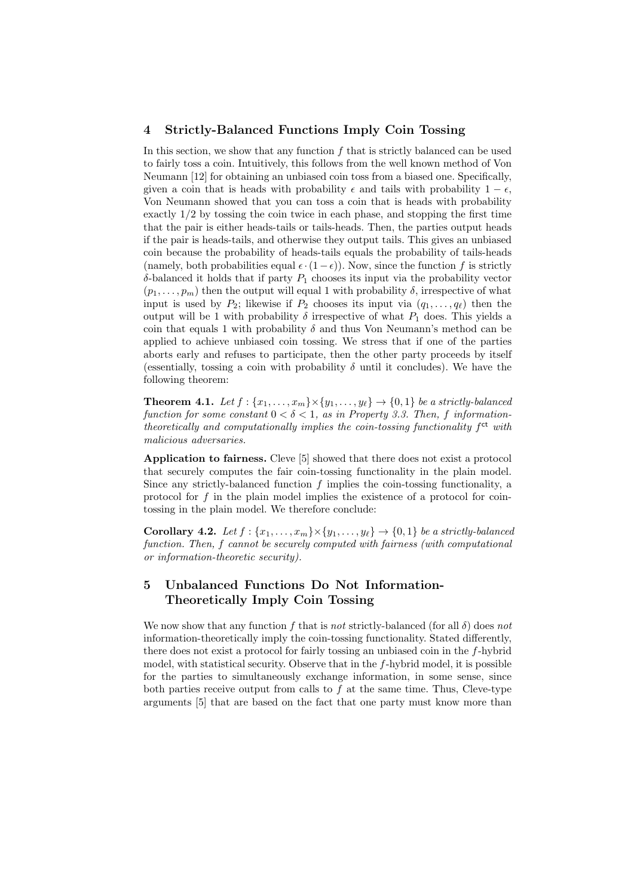## 4 Strictly-Balanced Functions Imply Coin Tossing

In this section, we show that any function $f$ that is strictly balanced can be used to fairly toss a coin. Intuitively, this follows from the well known method of Von Neumann [12] for obtaining an unbiased coin toss from a biased one. Specifically, given a coin that is heads with probability $\epsilon$ and tails with probability $1 - \epsilon$, Von Neumann showed that you can toss a coin that is heads with probability exactly $1/2$ by tossing the coin twice in each phase, and stopping the first time that the pair is either heads-tails or tails-heads. Then, the parties output heads if the pair is heads-tails, and otherwise they output tails. This gives an unbiased coin because the probability of heads-tails equals the probability of tails-heads (namely, both probabilities equal $\epsilon \cdot (1 - \epsilon)$). Now, since the function $f$ is strictly $\delta$-balanced it holds that if party $P_1$ chooses its input via the probability vector $(p_1, \ldots, p_m)$ then the output will equal 1 with probability $\delta$, irrespective of what input is used by $P_2$; likewise if $P_2$ chooses its input via $(q_1, \ldots, q_\ell)$ then the output will be 1 with probability $\delta$ irrespective of what $P_1$ does. This yields a coin that equals 1 with probability $\delta$ and thus Von Neumann's method can be applied to achieve unbiased coin tossing. We stress that if one of the parties aborts early and refuses to participate, then the other party proceeds by itself (essentially, tossing a coin with probability $\delta$ until it concludes). We have the following theorem:

**Theorem 4.1.** *Let $f : \{x_1, \ldots, x_m\} \times \{y_1, \ldots, y_\ell\} \to \{0, 1\}$ be a strictly-balanced function for some constant $0 < \delta < 1$, as in Property 3.3. Then, $f$ information-theoretically and computationally implies the coin-tossing functionality $f^{\mathsf{ct}}$ with malicious adversaries.*

**Application to fairness.** Cleve [5] showed that there does not exist a protocol that securely computes the fair coin-tossing functionality in the plain model. Since any strictly-balanced function $f$ implies the coin-tossing functionality, a protocol for $f$ in the plain model implies the existence of a protocol for coin-tossing in the plain model. We therefore conclude:

**Corollary 4.2.** *Let $f : \{x_1, \ldots, x_m\} \times \{y_1, \ldots, y_\ell\} \to \{0, 1\}$ be a strictly-balanced function. Then, $f$ cannot be securely computed with fairness (with computational or information-theoretic security).*

## 5 Unbalanced Functions Do Not Information-Theoretically Imply Coin Tossing

We now show that any function $f$ that is *not* strictly-balanced (for all $\delta$) does *not* information-theoretically imply the coin-tossing functionality. Stated differently, there does not exist a protocol for fairly tossing an unbiased coin in the $f$-hybrid model, with statistical security. Observe that in the $f$-hybrid model, it is possible for the parties to simultaneously exchange information, in some sense, since both parties receive output from calls to $f$ at the same time. Thus, Cleve-type arguments [5] that are based on the fact that one party must know more than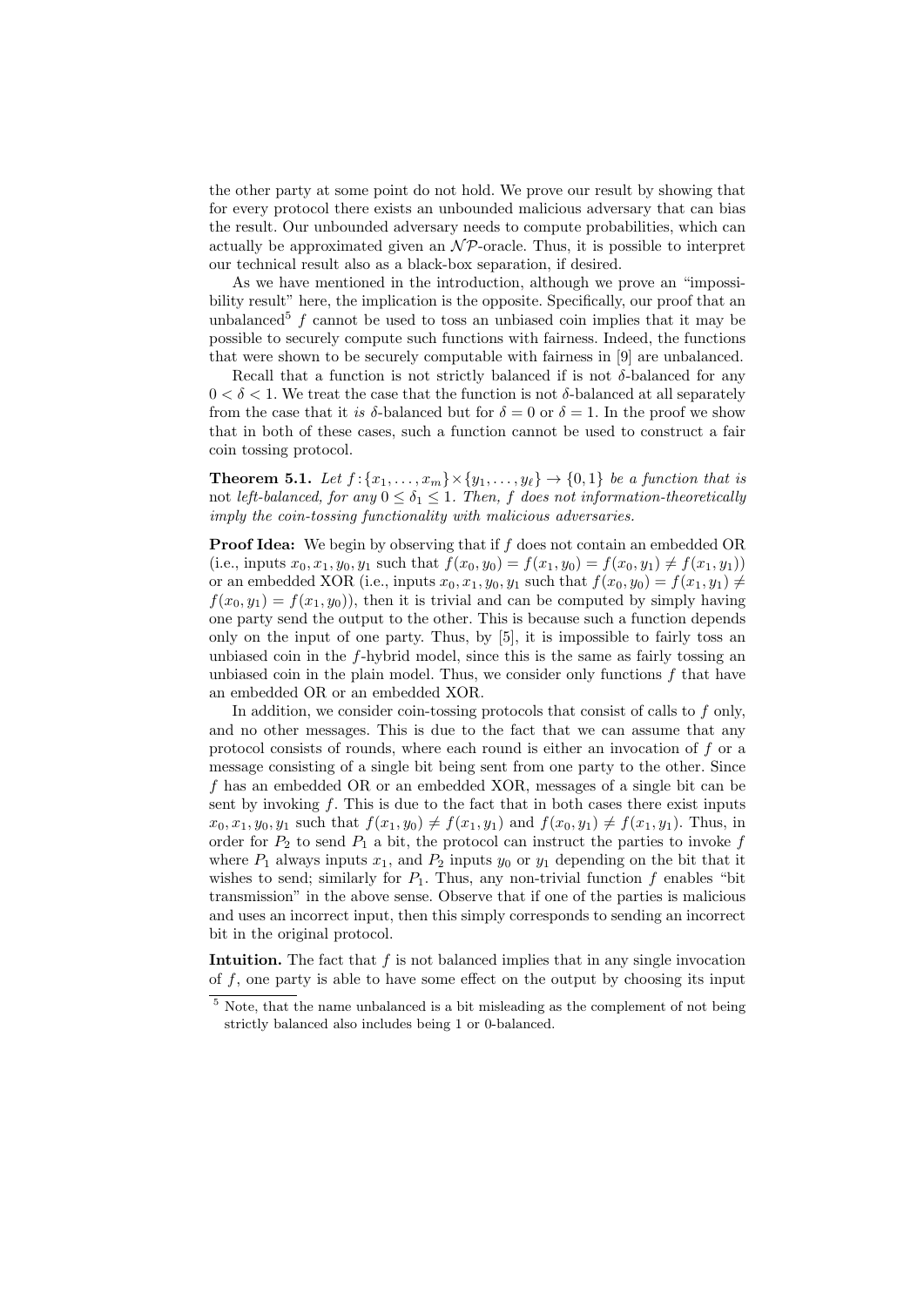the other party at some point do not hold. We prove our result by showing that for every protocol there exists an unbounded malicious adversary that can bias the result. Our unbounded adversary needs to compute probabilities, which can actually be approximated given an $\mathcal{NP}$-oracle. Thus, it is possible to interpret our technical result also as a black-box separation, if desired.

As we have mentioned in the introduction, although we prove an "impossibility result" here, the implication is the opposite. Specifically, our proof that an unbalanced[5] $f$ cannot be used to toss an unbiased coin implies that it may be possible to securely compute such functions with fairness. Indeed, the functions that were shown to be securely computable with fairness in [9] are unbalanced.

Recall that a function is not strictly balanced if is not $\delta$-balanced for any $0 < \delta < 1$. We treat the case that the function is not $\delta$-balanced at all separately from the case that it *is* $\delta$-balanced but for $\delta = 0$ or $\delta = 1$. In the proof we show that in both of these cases, such a function cannot be used to construct a fair coin tossing protocol.

**Theorem 5.1.** *Let $f : \{x_1, \ldots, x_m\} \times \{y_1, \ldots, y_\ell\} \to \{0, 1\}$ be a function that is* not *left-balanced, for any $0 \leq \delta_1 \leq 1$. Then, $f$ does not information-theoretically imply the coin-tossing functionality with malicious adversaries.*

**Proof Idea:** We begin by observing that if $f$ does not contain an embedded OR (i.e., inputs $x_0, x_1, y_0, y_1$ such that $f(x_0, y_0) = f(x_1, y_0) = f(x_0, y_1) \neq f(x_1, y_1)$) or an embedded XOR (i.e., inputs $x_0, x_1, y_0, y_1$ such that $f(x_0, y_0) = f(x_1, y_1) \neq f(x_0, y_1) = f(x_1, y_0)$), then it is trivial and can be computed by simply having one party send the output to the other. This is because such a function depends only on the input of one party. Thus, by [5], it is impossible to fairly toss an unbiased coin in the $f$-hybrid model, since this is the same as fairly tossing an unbiased coin in the plain model. Thus, we consider only functions $f$ that have an embedded OR or an embedded XOR.

In addition, we consider coin-tossing protocols that consist of calls to $f$ only, and no other messages. This is due to the fact that we can assume that any protocol consists of rounds, where each round is either an invocation of $f$ or a message consisting of a single bit being sent from one party to the other. Since $f$ has an embedded OR or an embedded XOR, messages of a single bit can be sent by invoking $f$. This is due to the fact that in both cases there exist inputs $x_0, x_1, y_0, y_1$ such that $f(x_1, y_0) \neq f(x_1, y_1)$ and $f(x_0, y_1) \neq f(x_1, y_1)$. Thus, in order for $P_2$ to send $P_1$ a bit, the protocol can instruct the parties to invoke $f$ where $P_1$ always inputs $x_1$, and $P_2$ inputs $y_0$ or $y_1$ depending on the bit that it wishes to send; similarly for $P_1$. Thus, any non-trivial function $f$ enables "bit transmission" in the above sense. Observe that if one of the parties is malicious and uses an incorrect input, then this simply corresponds to sending an incorrect bit in the original protocol.

**Intuition.** The fact that $f$ is not balanced implies that in any single invocation of $f$, one party is able to have some effect on the output by choosing its input

[5] Note, that the name unbalanced is a bit misleading as the complement of not being strictly balanced also includes being 1 or 0-balanced.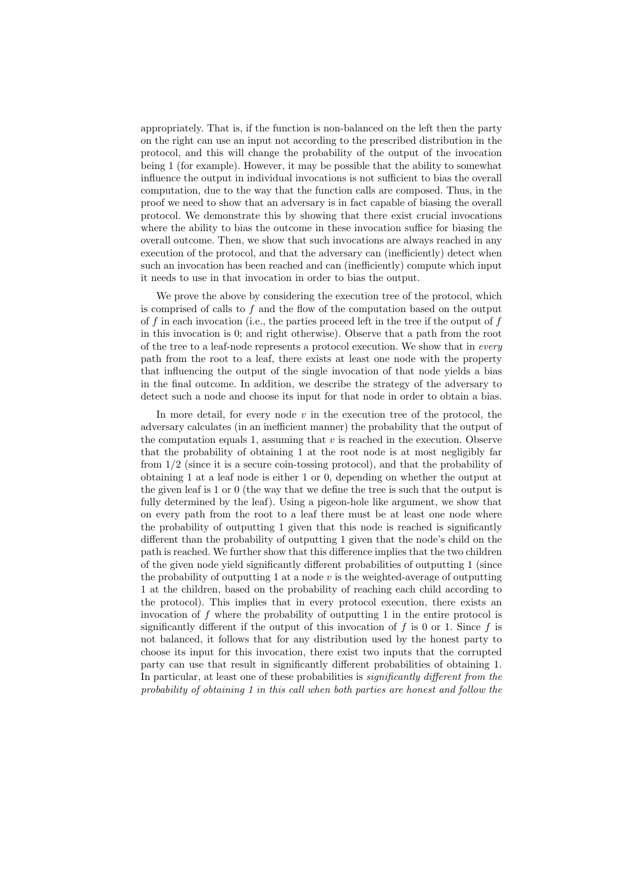appropriately. That is, if the function is non-balanced on the left then the party on the right can use an input not according to the prescribed distribution in the protocol, and this will change the probability of the output of the invocation being 1 (for example). However, it may be possible that the ability to somewhat influence the output in individual invocations is not sufficient to bias the overall computation, due to the way that the function calls are composed. Thus, in the proof we need to show that an adversary is in fact capable of biasing the overall protocol. We demonstrate this by showing that there exist crucial invocations where the ability to bias the outcome in these invocation suffice for biasing the overall outcome. Then, we show that such invocations are always reached in any execution of the protocol, and that the adversary can (inefficiently) detect when such an invocation has been reached and can (inefficiently) compute which input it needs to use in that invocation in order to bias the output.

We prove the above by considering the execution tree of the protocol, which is comprised of calls to $f$ and the flow of the computation based on the output of $f$ in each invocation (i.e., the parties proceed left in the tree if the output of $f$ in this invocation is 0; and right otherwise). Observe that a path from the root of the tree to a leaf-node represents a protocol execution. We show that in *every* path from the root to a leaf, there exists at least one node with the property that influencing the output of the single invocation of that node yields a bias in the final outcome. In addition, we describe the strategy of the adversary to detect such a node and choose its input for that node in order to obtain a bias.

In more detail, for every node $v$ in the execution tree of the protocol, the adversary calculates (in an inefficient manner) the probability that the output of the computation equals 1, assuming that $v$ is reached in the execution. Observe that the probability of obtaining 1 at the root node is at most negligibly far from $1/2$ (since it is a secure coin-tossing protocol), and that the probability of obtaining 1 at a leaf node is either 1 or 0, depending on whether the output at the given leaf is 1 or 0 (the way that we define the tree is such that the output is fully determined by the leaf). Using a pigeon-hole like argument, we show that on every path from the root to a leaf there must be at least one node where the probability of outputting 1 given that this node is reached is significantly different than the probability of outputting 1 given that the node's child on the path is reached. We further show that this difference implies that the two children of the given node yield significantly different probabilities of outputting 1 (since the probability of outputting 1 at a node $v$ is the weighted-average of outputting 1 at the children, based on the probability of reaching each child according to the protocol). This implies that in every protocol execution, there exists an invocation of $f$ where the probability of outputting 1 in the entire protocol is significantly different if the output of this invocation of $f$ is 0 or 1. Since $f$ is not balanced, it follows that for any distribution used by the honest party to choose its input for this invocation, there exist two inputs that the corrupted party can use that result in significantly different probabilities of obtaining 1. In particular, at least one of these probabilities is *significantly different from the probability of obtaining 1 in this call when both parties are honest and follow the*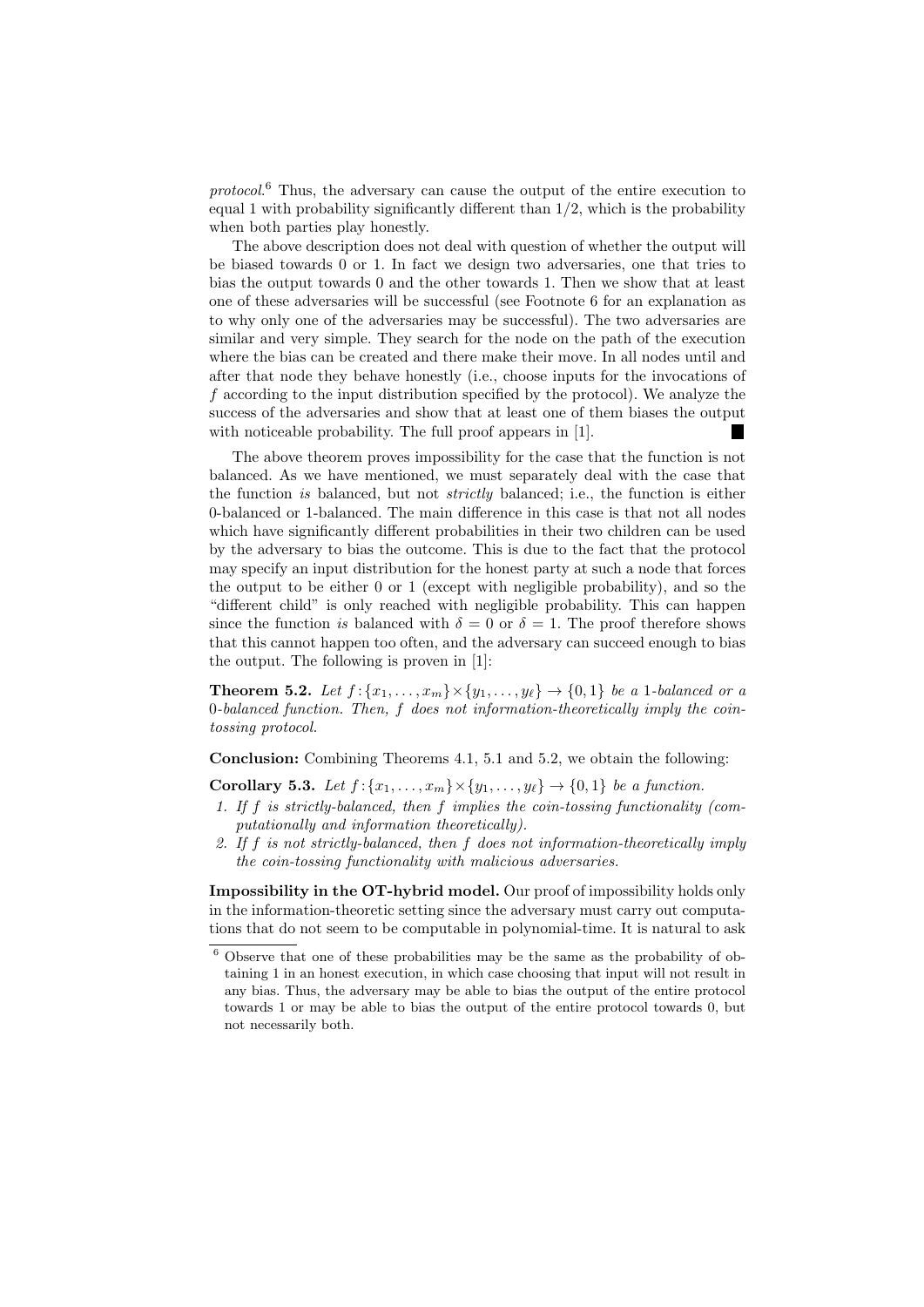*protocol*.[6] Thus, the adversary can cause the output of the entire execution to equal 1 with probability significantly different than $1/2$, which is the probability when both parties play honestly.

The above description does not deal with question of whether the output will be biased towards 0 or 1. In fact we design two adversaries, one that tries to bias the output towards 0 and the other towards 1. Then we show that at least one of these adversaries will be successful (see Footnote 6 for an explanation as to why only one of the adversaries may be successful). The two adversaries are similar and very simple. They search for the node on the path of the execution where the bias can be created and there make their move. In all nodes until and after that node they behave honestly (i.e., choose inputs for the invocations of $f$ according to the input distribution specified by the protocol). We analyze the success of the adversaries and show that at least one of them biases the output with noticeable probability. The full proof appears in [1]. ■

The above theorem proves impossibility for the case that the function is not balanced. As we have mentioned, we must separately deal with the case that the function *is* balanced, but not *strictly* balanced; i.e., the function is either 0-balanced or 1-balanced. The main difference in this case is that not all nodes which have significantly different probabilities in their two children can be used by the adversary to bias the outcome. This is due to the fact that the protocol may specify an input distribution for the honest party at such a node that forces the output to be either 0 or 1 (except with negligible probability), and so the "different child" is only reached with negligible probability. This can happen since the function *is* balanced with $\delta = 0$ or $\delta = 1$. The proof therefore shows that this cannot happen too often, and the adversary can succeed enough to bias the output. The following is proven in [1]:

**Theorem 5.2.** *Let* $f : \{x_1, \ldots, x_m\} \times \{y_1, \ldots, y_\ell\} \to \{0, 1\}$ *be a* 1*-balanced or a* 0*-balanced function. Then,* $f$ *does not information-theoretically imply the coin-tossing protocol.*

**Conclusion:** Combining Theorems 4.1, 5.1 and 5.2, we obtain the following:

**Corollary 5.3.** *Let* $f : \{x_1, \ldots, x_m\} \times \{y_1, \ldots, y_\ell\} \to \{0, 1\}$ *be a function.*

1. *If* $f$ *is strictly-balanced, then* $f$ *implies the coin-tossing functionality (computationally and information theoretically).*
2. *If* $f$ *is not strictly-balanced, then* $f$ *does not information-theoretically imply the coin-tossing functionality with malicious adversaries.*

**Impossibility in the OT-hybrid model.** Our proof of impossibility holds only in the information-theoretic setting since the adversary must carry out computations that do not seem to be computable in polynomial-time. It is natural to ask

[6] Observe that one of these probabilities may be the same as the probability of obtaining 1 in an honest execution, in which case choosing that input will not result in any bias. Thus, the adversary may be able to bias the output of the entire protocol towards 1 or may be able to bias the output of the entire protocol towards 0, but not necessarily both.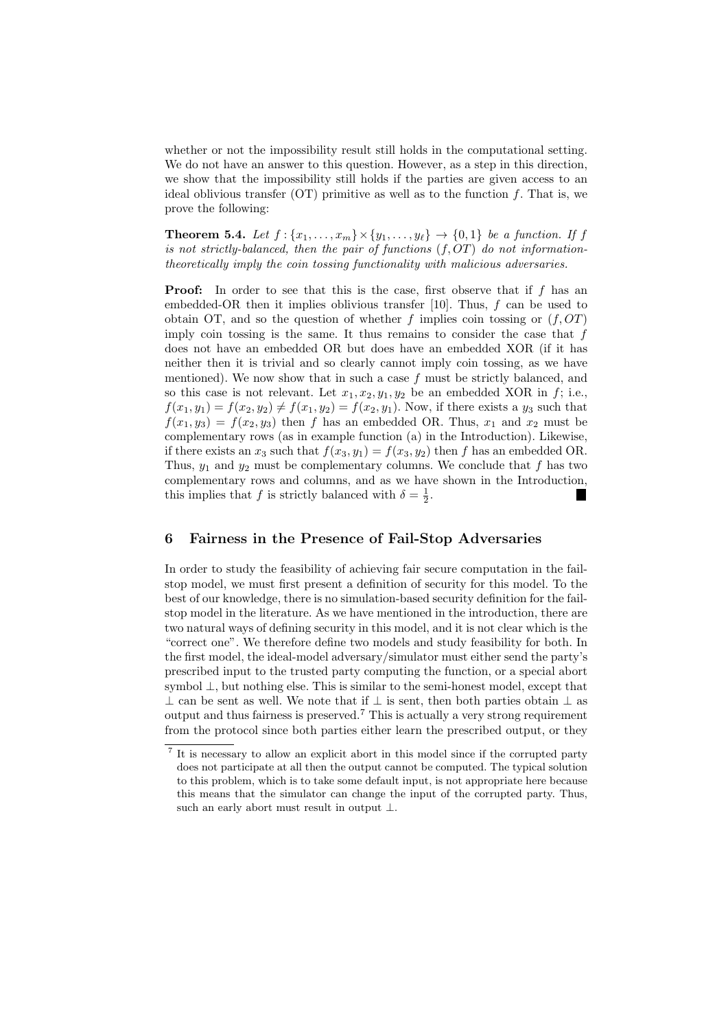whether or not the impossibility result still holds in the computational setting. We do not have an answer to this question. However, as a step in this direction, we show that the impossibility still holds if the parties are given access to an ideal oblivious transfer (OT) primitive as well as to the function $f$. That is, we prove the following:

**Theorem 5.4.** *Let $f : \{x_1, \ldots, x_m\} \times \{y_1, \ldots, y_\ell\} \to \{0, 1\}$ be a function. If $f$ is not strictly-balanced, then the pair of functions $(f, OT)$ do not information-theoretically imply the coin tossing functionality with malicious adversaries.*

**Proof:** In order to see that this is the case, first observe that if $f$ has an embedded-OR then it implies oblivious transfer [10]. Thus, $f$ can be used to obtain OT, and so the question of whether $f$ implies coin tossing or $(f, OT)$ imply coin tossing is the same. It thus remains to consider the case that $f$ does not have an embedded OR but does have an embedded XOR (if it has neither then it is trivial and so clearly cannot imply coin tossing, as we have mentioned). We now show that in such a case $f$ must be strictly balanced, and so this case is not relevant. Let $x_1, x_2, y_1, y_2$ be an embedded XOR in $f$; i.e., $f(x_1, y_1) = f(x_2, y_2) \neq f(x_1, y_2) = f(x_2, y_1)$. Now, if there exists a $y_3$ such that $f(x_1, y_3) = f(x_2, y_3)$ then $f$ has an embedded OR. Thus, $x_1$ and $x_2$ must be complementary rows (as in example function (a) in the Introduction). Likewise, if there exists an $x_3$ such that $f(x_3, y_1) = f(x_3, y_2)$ then $f$ has an embedded OR. Thus, $y_1$ and $y_2$ must be complementary columns. We conclude that $f$ has two complementary rows and columns, and as we have shown in the Introduction, this implies that $f$ is strictly balanced with $\delta = \frac{1}{2}$. ■

## 6 Fairness in the Presence of Fail-Stop Adversaries

In order to study the feasibility of achieving fair secure computation in the fail-stop model, we must first present a definition of security for this model. To the best of our knowledge, there is no simulation-based security definition for the fail-stop model in the literature. As we have mentioned in the introduction, there are two natural ways of defining security in this model, and it is not clear which is the "correct one". We therefore define two models and study feasibility for both. In the first model, the ideal-model adversary/simulator must either send the party's prescribed input to the trusted party computing the function, or a special abort symbol $\perp$, but nothing else. This is similar to the semi-honest model, except that $\perp$ can be sent as well. We note that if $\perp$ is sent, then both parties obtain $\perp$ as output and thus fairness is preserved.[7] This is actually a very strong requirement from the protocol since both parties either learn the prescribed output, or they

[7] It is necessary to allow an explicit abort in this model since if the corrupted party does not participate at all then the output cannot be computed. The typical solution to this problem, which is to take some default input, is not appropriate here because this means that the simulator can change the input of the corrupted party. Thus, such an early abort must result in output $\perp$.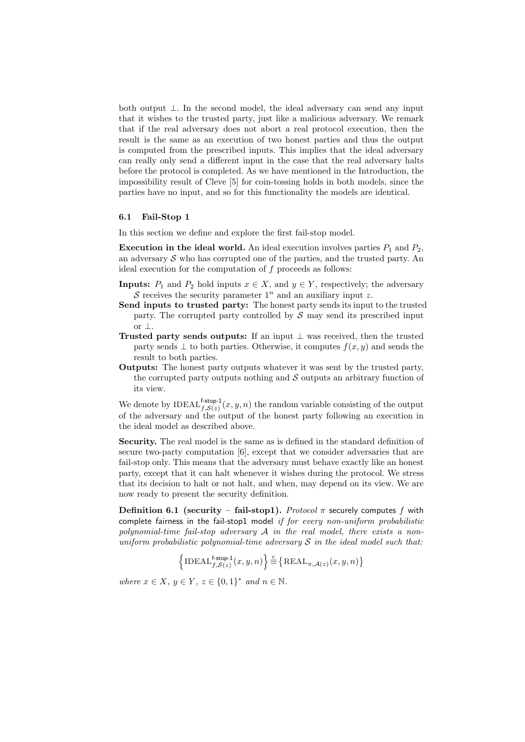both output $\perp$. In the second model, the ideal adversary can send any input that it wishes to the trusted party, just like a malicious adversary. We remark that if the real adversary does not abort a real protocol execution, then the result is the same as an execution of two honest parties and thus the output is computed from the prescribed inputs. This implies that the ideal adversary can really only send a different input in the case that the real adversary halts before the protocol is completed. As we have mentioned in the Introduction, the impossibility result of Cleve [5] for coin-tossing holds in both models, since the parties have no input, and so for this functionality the models are identical.

### 6.1 Fail-Stop 1

In this section we define and explore the first fail-stop model.

**Execution in the ideal world.** An ideal execution involves parties $P_1$ and $P_2$, an adversary $\mathcal{S}$ who has corrupted one of the parties, and the trusted party. An ideal execution for the computation of $f$ proceeds as follows:

**Inputs:** $P_1$ and $P_2$ hold inputs $x \in X$, and $y \in Y$, respectively; the adversary $\mathcal{S}$ receives the security parameter $1^n$ and an auxiliary input $z$.

**Send inputs to trusted party:** The honest party sends its input to the trusted party. The corrupted party controlled by $\mathcal{S}$ may send its prescribed input or $\perp$.

**Trusted party sends outputs:** If an input $\perp$ was received, then the trusted party sends $\perp$ to both parties. Otherwise, it computes $f(x, y)$ and sends the result to both parties.

**Outputs:** The honest party outputs whatever it was sent by the trusted party, the corrupted party outputs nothing and $\mathcal{S}$ outputs an arbitrary function of its view.

We denote by $\text{IDEAL}^{\textsf{f-stop-1}}_{f,\mathcal{S}(z)}(x, y, n)$ the random variable consisting of the output of the adversary and the output of the honest party following an execution in the ideal model as described above.

**Security.** The real model is the same as is defined in the standard definition of secure two-party computation [6], except that we consider adversaries that are fail-stop only. This means that the adversary must behave exactly like an honest party, except that it can halt whenever it wishes during the protocol. We stress that its decision to halt or not halt, and when, may depend on its view. We are now ready to present the security definition.

**Definition 6.1 (security – fail-stop1).** *Protocol $\pi$* securely computes *$f$* with complete fairness in the fail-stop1 model *if for every non-uniform probabilistic polynomial-time fail-stop adversary $\mathcal{A}$ in the real model, there exists a non-uniform probabilistic polynomial-time adversary $\mathcal{S}$ in the ideal model such that:*

$$\left\{\text{IDEAL}^{\textsf{f-stop-1}}_{f,\mathcal{S}(z)}(x, y, n)\right\} \stackrel{c}{\equiv} \left\{\text{REAL}_{\pi,\mathcal{A}(z)}(x, y, n)\right\}$$

*where $x \in X$, $y \in Y$, $z \in \{0, 1\}^*$ and $n \in \mathbb{N}$.*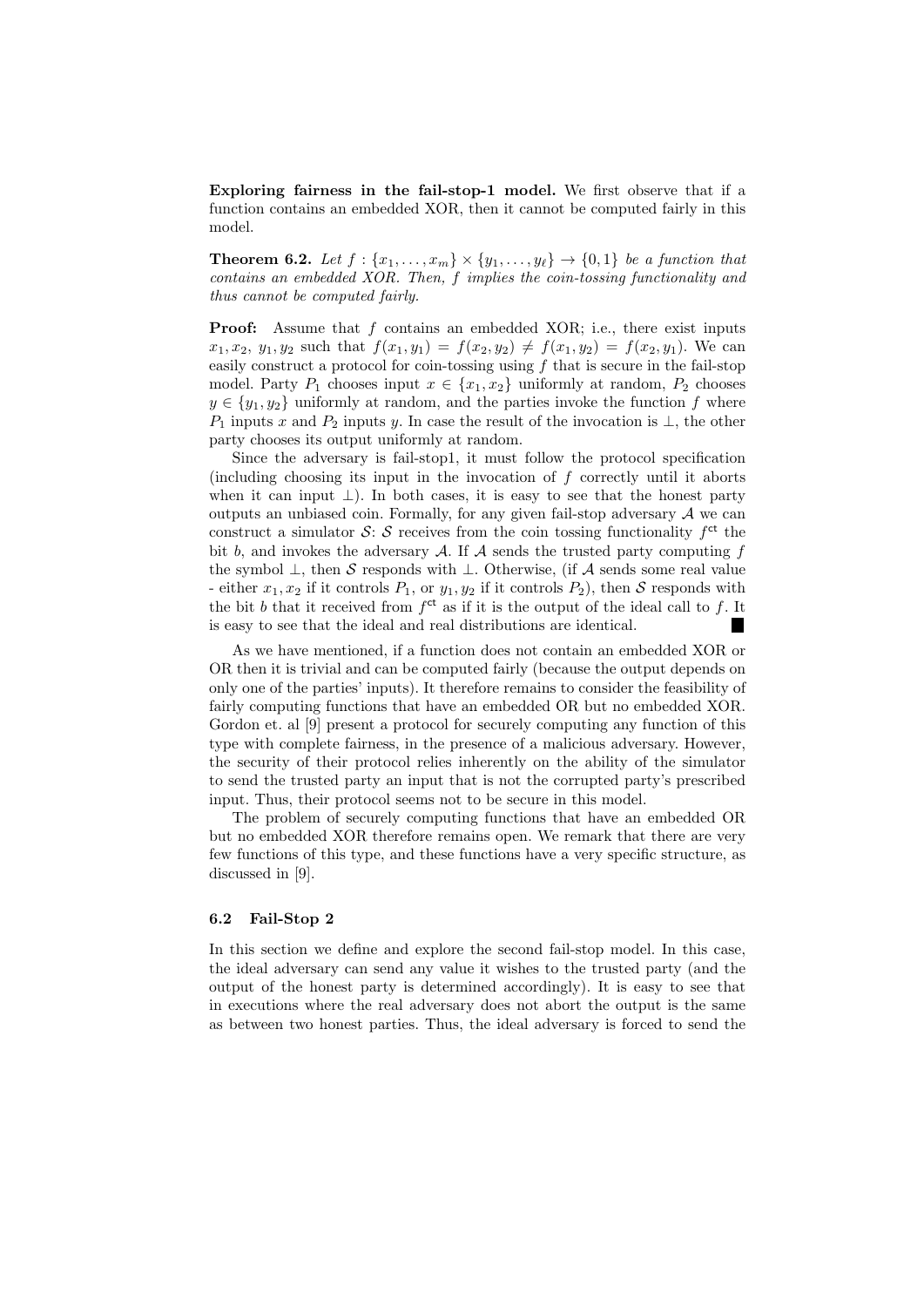**Exploring fairness in the fail-stop-1 model.** We first observe that if a function contains an embedded XOR, then it cannot be computed fairly in this model.

**Theorem 6.2.** *Let $f : \{x_1, \ldots, x_m\} \times \{y_1, \ldots, y_\ell\} \to \{0, 1\}$ be a function that contains an embedded XOR. Then, $f$ implies the coin-tossing functionality and thus cannot be computed fairly.*

**Proof:** Assume that $f$ contains an embedded XOR; i.e., there exist inputs $x_1, x_2$, $y_1, y_2$ such that $f(x_1, y_1) = f(x_2, y_2) \neq f(x_1, y_2) = f(x_2, y_1)$. We can easily construct a protocol for coin-tossing using $f$ that is secure in the fail-stop model. Party $P_1$ chooses input $x \in \{x_1, x_2\}$ uniformly at random, $P_2$ chooses $y \in \{y_1, y_2\}$ uniformly at random, and the parties invoke the function $f$ where $P_1$ inputs $x$ and $P_2$ inputs $y$. In case the result of the invocation is $\perp$, the other party chooses its output uniformly at random.

Since the adversary is fail-stop1, it must follow the protocol specification (including choosing its input in the invocation of $f$ correctly until it aborts when it can input $\perp$). In both cases, it is easy to see that the honest party outputs an unbiased coin. Formally, for any given fail-stop adversary $\mathcal{A}$ we can construct a simulator $\mathcal{S}$: $\mathcal{S}$ receives from the coin tossing functionality $f^{\mathsf{ct}}$ the bit $b$, and invokes the adversary $\mathcal{A}$. If $\mathcal{A}$ sends the trusted party computing $f$ the symbol $\perp$, then $\mathcal{S}$ responds with $\perp$. Otherwise, (if $\mathcal{A}$ sends some real value - either $x_1, x_2$ if it controls $P_1$, or $y_1, y_2$ if it controls $P_2$), then $\mathcal{S}$ responds with the bit $b$ that it received from $f^{\mathsf{ct}}$ as if it is the output of the ideal call to $f$. It is easy to see that the ideal and real distributions are identical. ∎

As we have mentioned, if a function does not contain an embedded XOR or OR then it is trivial and can be computed fairly (because the output depends on only one of the parties' inputs). It therefore remains to consider the feasibility of fairly computing functions that have an embedded OR but no embedded XOR. Gordon et. al [9] present a protocol for securely computing any function of this type with complete fairness, in the presence of a malicious adversary. However, the security of their protocol relies inherently on the ability of the simulator to send the trusted party an input that is not the corrupted party's prescribed input. Thus, their protocol seems not to be secure in this model.

The problem of securely computing functions that have an embedded OR but no embedded XOR therefore remains open. We remark that there are very few functions of this type, and these functions have a very specific structure, as discussed in [9].

### 6.2 Fail-Stop 2

In this section we define and explore the second fail-stop model. In this case, the ideal adversary can send any value it wishes to the trusted party (and the output of the honest party is determined accordingly). It is easy to see that in executions where the real adversary does not abort the output is the same as between two honest parties. Thus, the ideal adversary is forced to send the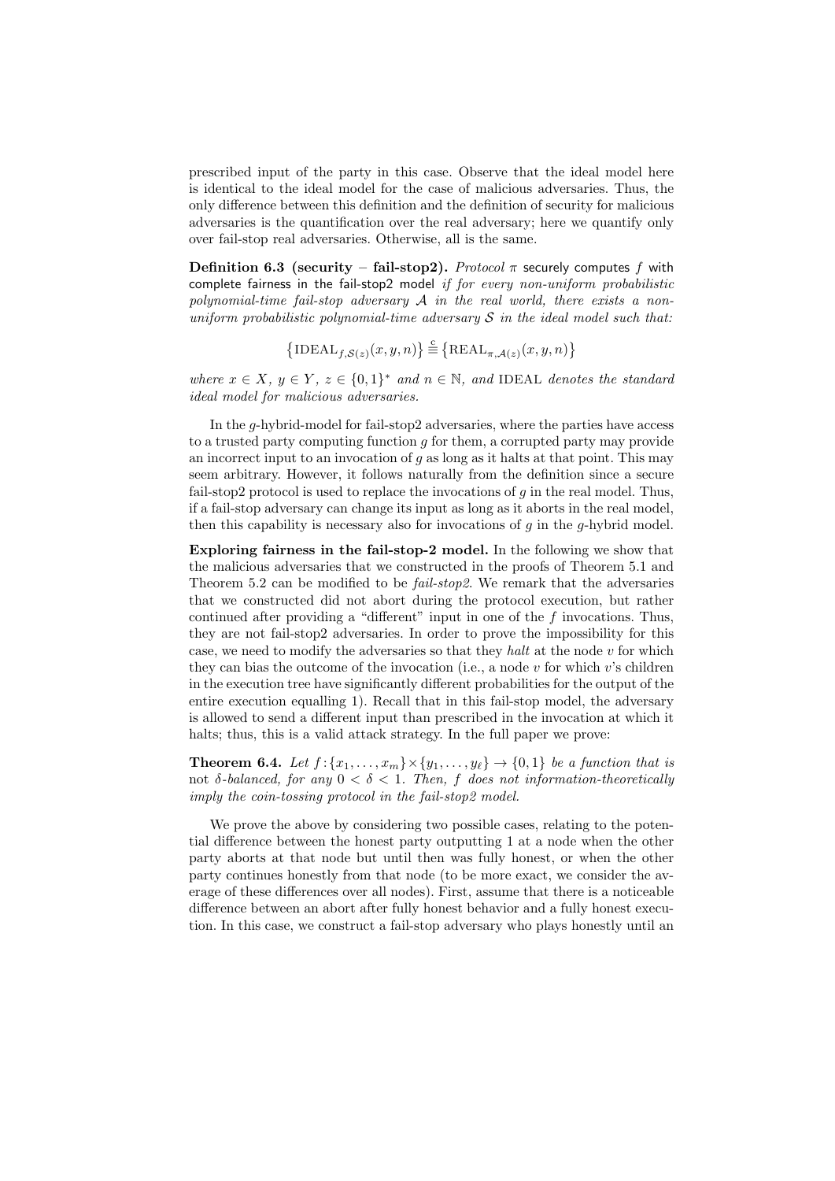prescribed input of the party in this case. Observe that the ideal model here is identical to the ideal model for the case of malicious adversaries. Thus, the only difference between this definition and the definition of security for malicious adversaries is the quantification over the real adversary; here we quantify only over fail-stop real adversaries. Otherwise, all is the same.

**Definition 6.3 (security – fail-stop2).** *Protocol $\pi$* securely computes $f$ with complete fairness in the fail-stop2 model *if for every non-uniform probabilistic polynomial-time fail-stop adversary $\mathcal{A}$ in the real world, there exists a non-uniform probabilistic polynomial-time adversary $\mathcal{S}$ in the ideal model such that:*

$$\left\{\text{IDEAL}_{f,\mathcal{S}(z)}(x, y, n)\right\} \stackrel{c}{\equiv} \left\{\text{REAL}_{\pi,\mathcal{A}(z)}(x, y, n)\right\}$$

*where $x \in X$, $y \in Y$, $z \in \{0,1\}^*$ and $n \in \mathbb{N}$, and* IDEAL *denotes the standard ideal model for malicious adversaries.*

In the $g$-hybrid-model for fail-stop2 adversaries, where the parties have access to a trusted party computing function $g$ for them, a corrupted party may provide an incorrect input to an invocation of $g$ as long as it halts at that point. This may seem arbitrary. However, it follows naturally from the definition since a secure fail-stop2 protocol is used to replace the invocations of $g$ in the real model. Thus, if a fail-stop adversary can change its input as long as it aborts in the real model, then this capability is necessary also for invocations of $g$ in the $g$-hybrid model.

**Exploring fairness in the fail-stop-2 model.** In the following we show that the malicious adversaries that we constructed in the proofs of Theorem 5.1 and Theorem 5.2 can be modified to be *fail-stop2*. We remark that the adversaries that we constructed did not abort during the protocol execution, but rather continued after providing a "different" input in one of the $f$ invocations. Thus, they are not fail-stop2 adversaries. In order to prove the impossibility for this case, we need to modify the adversaries so that they *halt* at the node $v$ for which they can bias the outcome of the invocation (i.e., a node $v$ for which $v$'s children in the execution tree have significantly different probabilities for the output of the entire execution equalling 1). Recall that in this fail-stop model, the adversary is allowed to send a different input than prescribed in the invocation at which it halts; thus, this is a valid attack strategy. In the full paper we prove:

**Theorem 6.4.** *Let $f : \{x_1, \ldots, x_m\} \times \{y_1, \ldots, y_\ell\} \to \{0, 1\}$ be a function that is not $\delta$-balanced, for any $0 < \delta < 1$. Then, $f$ does not information-theoretically imply the coin-tossing protocol in the fail-stop2 model.*

We prove the above by considering two possible cases, relating to the potential difference between the honest party outputting 1 at a node when the other party aborts at that node but until then was fully honest, or when the other party continues honestly from that node (to be more exact, we consider the average of these differences over all nodes). First, assume that there is a noticeable difference between an abort after fully honest behavior and a fully honest execution. In this case, we construct a fail-stop adversary who plays honestly until an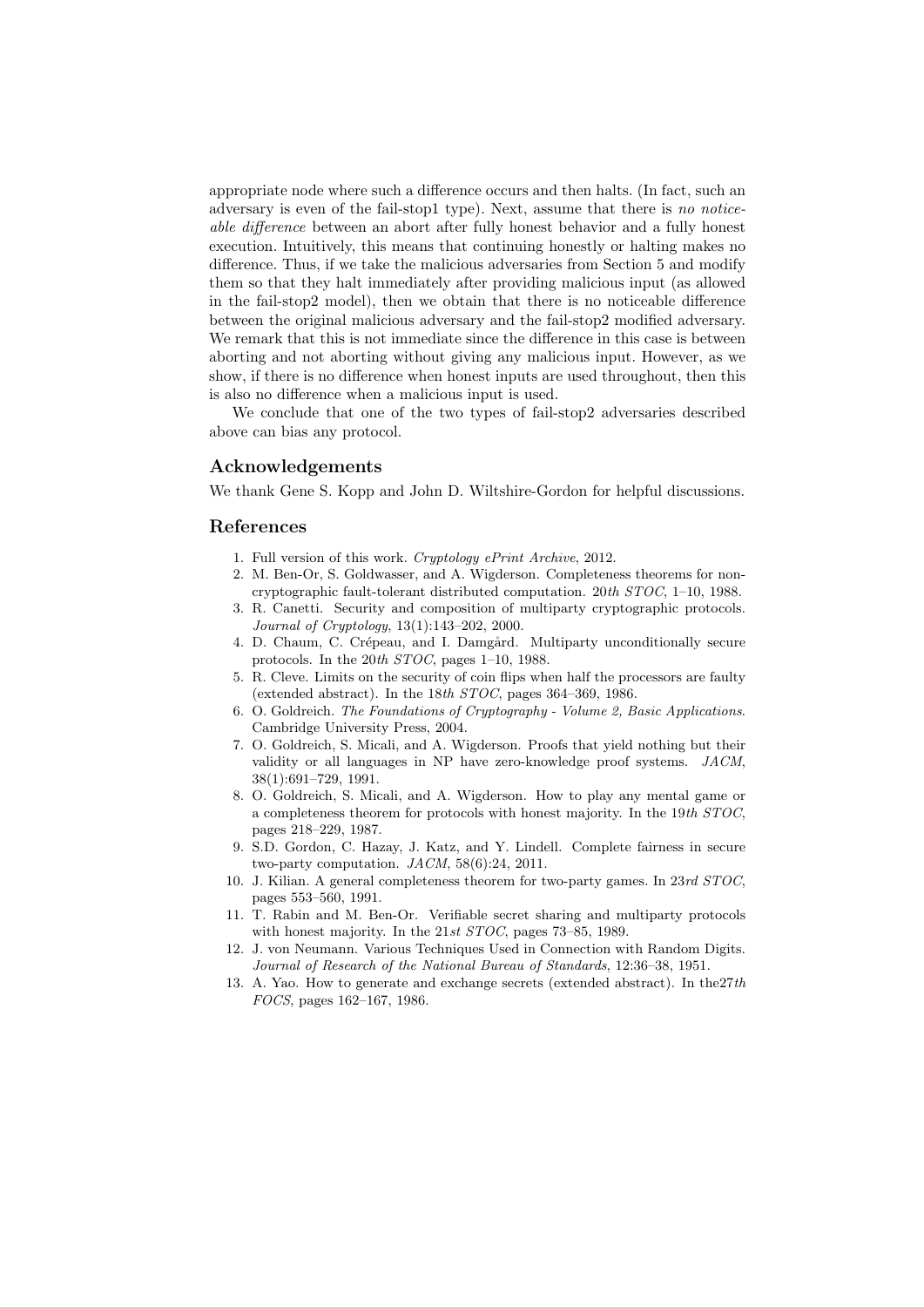appropriate node where such a difference occurs and then halts. (In fact, such an adversary is even of the fail-stop1 type). Next, assume that there is *no noticeable difference* between an abort after fully honest behavior and a fully honest execution. Intuitively, this means that continuing honestly or halting makes no difference. Thus, if we take the malicious adversaries from Section 5 and modify them so that they halt immediately after providing malicious input (as allowed in the fail-stop2 model), then we obtain that there is no noticeable difference between the original malicious adversary and the fail-stop2 modified adversary. We remark that this is not immediate since the difference in this case is between aborting and not aborting without giving any malicious input. However, as we show, if there is no difference when honest inputs are used throughout, then this is also no difference when a malicious input is used.

We conclude that one of the two types of fail-stop2 adversaries described above can bias any protocol.

## Acknowledgements

We thank Gene S. Kopp and John D. Wiltshire-Gordon for helpful discussions.

## References

1. Full version of this work. *Cryptology ePrint Archive*, 2012.
2. M. Ben-Or, S. Goldwasser, and A. Wigderson. Completeness theorems for non-cryptographic fault-tolerant distributed computation. 20*th STOC*, 1–10, 1988.
3. R. Canetti. Security and composition of multiparty cryptographic protocols. *Journal of Cryptology*, 13(1):143–202, 2000.
4. D. Chaum, C. Crépeau, and I. Damgård. Multiparty unconditionally secure protocols. In the 20*th STOC*, pages 1–10, 1988.
5. R. Cleve. Limits on the security of coin flips when half the processors are faulty (extended abstract). In the 18*th STOC*, pages 364–369, 1986.
6. O. Goldreich. *The Foundations of Cryptography - Volume 2, Basic Applications*. Cambridge University Press, 2004.
7. O. Goldreich, S. Micali, and A. Wigderson. Proofs that yield nothing but their validity or all languages in NP have zero-knowledge proof systems. *JACM*, 38(1):691–729, 1991.
8. O. Goldreich, S. Micali, and A. Wigderson. How to play any mental game or a completeness theorem for protocols with honest majority. In the 19*th STOC*, pages 218–229, 1987.
9. S.D. Gordon, C. Hazay, J. Katz, and Y. Lindell. Complete fairness in secure two-party computation. *JACM*, 58(6):24, 2011.
10. J. Kilian. A general completeness theorem for two-party games. In 23*rd STOC*, pages 553–560, 1991.
11. T. Rabin and M. Ben-Or. Verifiable secret sharing and multiparty protocols with honest majority. In the 21*st STOC*, pages 73–85, 1989.
12. J. von Neumann. Various Techniques Used in Connection with Random Digits. *Journal of Research of the National Bureau of Standards*, 12:36–38, 1951.
13. A. Yao. How to generate and exchange secrets (extended abstract). In the27*th FOCS*, pages 162–167, 1986.